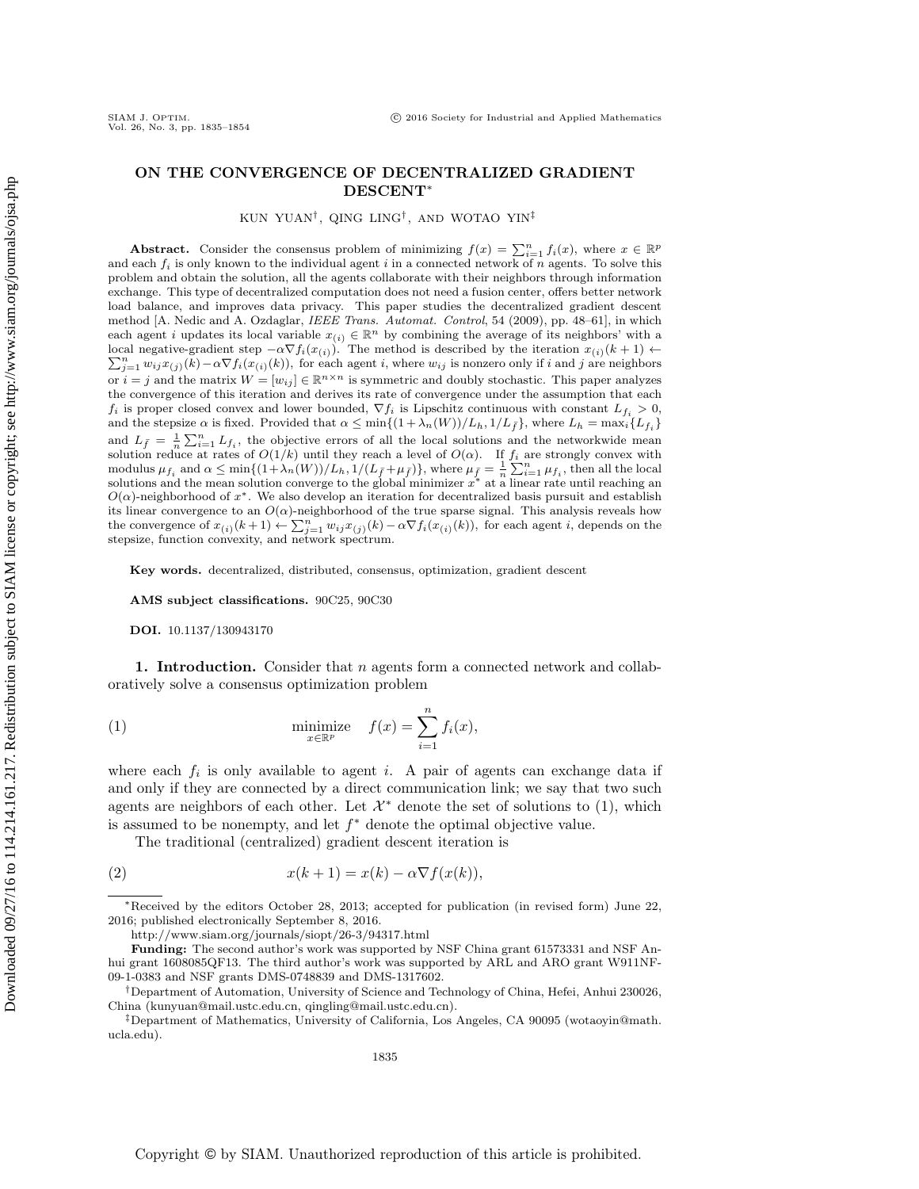# ON THE CONVERGENCE OF DECENTRALIZED GRADIENT DESCENT*

KUN YUAN[†], QING LING[†], AND WOTAO YIN[‡]

**Abstract.** Consider the consensus problem of minimizing $f(x) = \sum_{i=1}^n f_i(x)$, where $x \in \mathbb{R}^p$ and each $f_i$ is only known to the individual agent $i$ in a connected network of $n$ agents. To solve this problem and obtain the solution, all the agents collaborate with their neighbors through information exchange. This type of decentralized computation does not need a fusion center, offers better network load balance, and improves data privacy. This paper studies the decentralized gradient descent method [A. Nedic and A. Ozdaglar, *IEEE Trans. Automat. Control*, 54 (2009), pp. 48–61], in which each agent $i$ updates its local variable $x_{(i)} \in \mathbb{R}^n$ by combining the average of its neighbors' with a local negative-gradient step $-\alpha \nabla f_i(x_{(i)})$. The method is described by the iteration $x_{(i)}(k+1) \leftarrow \sum_{j=1}^n w_{ij} x_{(j)}(k) - \alpha \nabla f_i(x_{(i)}(k))$, for each agent $i$, where $w_{ij}$ is nonzero only if $i$ and $j$ are neighbors or $i = j$ and the matrix $W = [w_{ij}] \in \mathbb{R}^{n \times n}$ is symmetric and doubly stochastic. This paper analyzes the convergence of this iteration and derives its rate of convergence under the assumption that each $f_i$ is proper closed convex and lower bounded, $\nabla f_i$ is Lipschitz continuous with constant $L_{f_i} > 0$, and the stepsize $\alpha$ is fixed. Provided that $\alpha \leq \min\{(1+\lambda_n(W))/L_h, 1/L_{\bar{f}}\}$, where $L_h = \max_i\{L_{f_i}\}$ and $L_{\bar{f}} = \frac{1}{n}\sum_{i=1}^n L_{f_i}$, the objective errors of all the local solutions and the networkwide mean solution reduce at rates of $O(1/k)$ until they reach a level of $O(\alpha)$. If $f_i$ are strongly convex with modulus $\mu_{f_i}$ and $\alpha \leq \min\{(1+\lambda_n(W))/L_h, 1/(L_{\bar{f}}+\mu_{\bar{f}})\}$, where $\mu_{\bar{f}} = \frac{1}{n}\sum_{i=1}^n \mu_{f_i}$, then all the local solutions and the mean solution converge to the global minimizer $x^*$ at a linear rate until reaching an $O(\alpha)$-neighborhood of $x^*$. We also develop an iteration for decentralized basis pursuit and establish its linear convergence to an $O(\alpha)$-neighborhood of the true sparse signal. This analysis reveals how the convergence of $x_{(i)}(k+1) \leftarrow \sum_{j=1}^n w_{ij} x_{(j)}(k) - \alpha \nabla f_i(x_{(i)}(k))$, for each agent $i$, depends on the stepsize, function convexity, and network spectrum.

**Key words.** decentralized, distributed, consensus, optimization, gradient descent

**AMS subject classifications.** 90C25, 90C30

**DOI.** 10.1137/130943170

## 1. Introduction.

Consider that $n$ agents form a connected network and collaboratively solve a consensus optimization problem

$$\underset{x \in \mathbb{R}^p}{\text{minimize}} \quad f(x) = \sum_{i=1}^n f_i(x), \tag{1}$$

where each $f_i$ is only available to agent $i$. A pair of agents can exchange data if and only if they are connected by a direct communication link; we say that two such agents are neighbors of each other. Let $\mathcal{X}^*$ denote the set of solutions to (1), which is assumed to be nonempty, and let $f^*$ denote the optimal objective value.

The traditional (centralized) gradient descent iteration is

$$x(k+1) = x(k) - \alpha \nabla f(x(k)), \tag{2}$$

---

*Received by the editors October 28, 2013; accepted for publication (in revised form) June 22, 2016; published electronically September 8, 2016.

http://www.siam.org/journals/siopt/26-3/94317.html

**Funding:** The second author's work was supported by NSF China grant 61573331 and NSF Anhui grant 1608085QF13. The third author's work was supported by ARL and ARO grant W911NF-09-1-0383 and NSF grants DMS-0748839 and DMS-1317602.

[†]Department of Automation, University of Science and Technology of China, Hefei, Anhui 230026, China (kunyuan@mail.ustc.edu.cn, qingling@mail.ustc.edu.cn).

[‡]Department of Mathematics, University of California, Los Angeles, CA 90095 (wotaoyin@math.ucla.edu).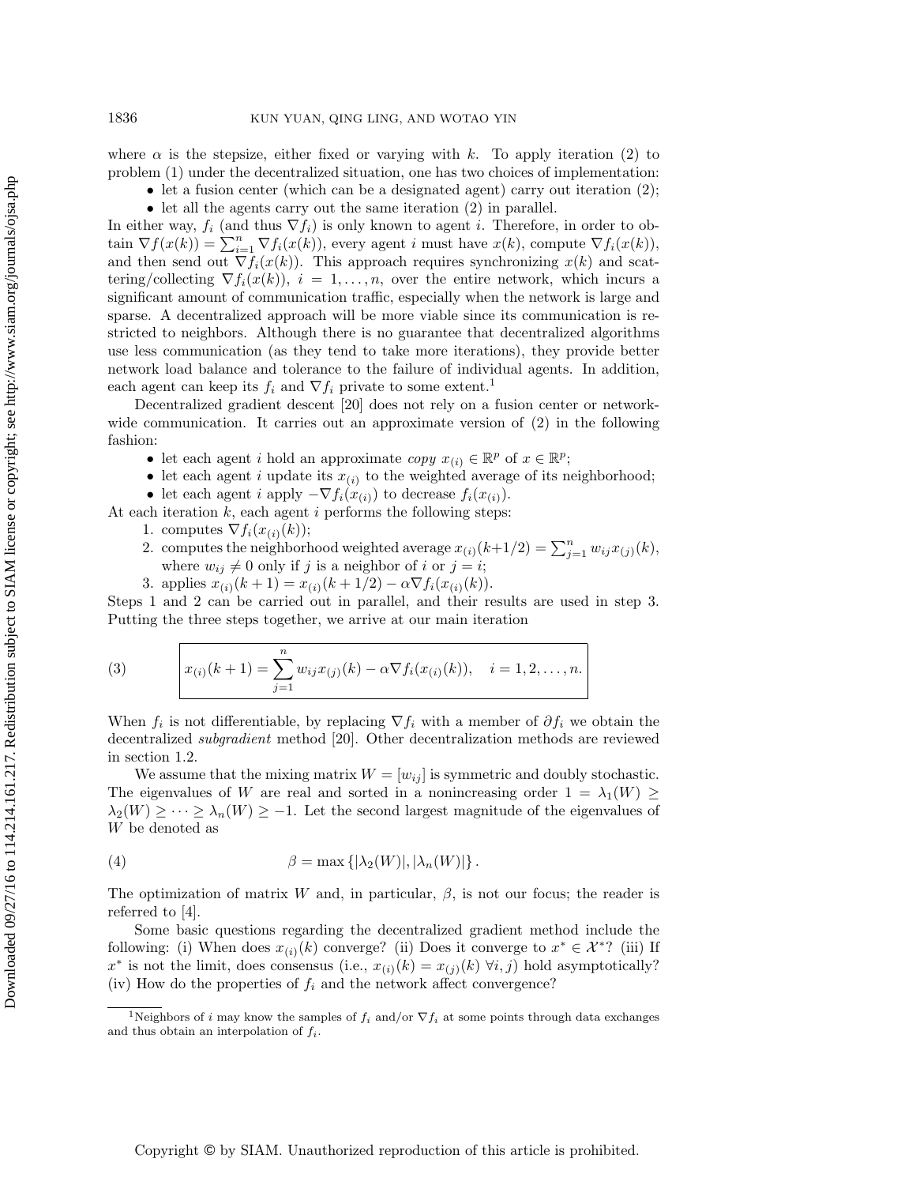where $\alpha$ is the stepsize, either fixed or varying with $k$. To apply iteration (2) to problem (1) under the decentralized situation, one has two choices of implementation:

- let a fusion center (which can be a designated agent) carry out iteration (2);
- let all the agents carry out the same iteration (2) in parallel.

In either way, $f_i$ (and thus $\nabla f_i$) is only known to agent $i$. Therefore, in order to obtain $\nabla f(x(k)) = \sum_{i=1}^n \nabla f_i(x(k))$, every agent $i$ must have $x(k)$, compute $\nabla f_i(x(k))$, and then send out $\nabla f_i(x(k))$. This approach requires synchronizing $x(k)$ and scattering/collecting $\nabla f_i(x(k))$, $i = 1, \ldots, n$, over the entire network, which incurs a significant amount of communication traffic, especially when the network is large and sparse. A decentralized approach will be more viable since its communication is restricted to neighbors. Although there is no guarantee that decentralized algorithms use less communication (as they tend to take more iterations), they provide better network load balance and tolerance to the failure of individual agents. In addition, each agent can keep its $f_i$ and $\nabla f_i$ private to some extent.[1]

Decentralized gradient descent [20] does not rely on a fusion center or network-wide communication. It carries out an approximate version of (2) in the following fashion:

- let each agent $i$ hold an approximate *copy* $x_{(i)} \in \mathbb{R}^p$ of $x \in \mathbb{R}^p$;
- let each agent $i$ update its $x_{(i)}$ to the weighted average of its neighborhood;
- let each agent $i$ apply $-\nabla f_i(x_{(i)})$ to decrease $f_i(x_{(i)})$.

At each iteration $k$, each agent $i$ performs the following steps:

1. computes $\nabla f_i(x_{(i)}(k))$;
2. computes the neighborhood weighted average $x_{(i)}(k+1/2) = \sum_{j=1}^n w_{ij} x_{(j)}(k)$, where $w_{ij} \neq 0$ only if $j$ is a neighbor of $i$ or $j = i$;
3. applies $x_{(i)}(k+1) = x_{(i)}(k+1/2) - \alpha \nabla f_i(x_{(i)}(k))$.

Steps 1 and 2 can be carried out in parallel, and their results are used in step 3. Putting the three steps together, we arrive at our main iteration

$$\boxed{x_{(i)}(k+1) = \sum_{j=1}^n w_{ij} x_{(j)}(k) - \alpha \nabla f_i(x_{(i)}(k)), \quad i = 1, 2, \ldots, n.} \tag{3}$$

When $f_i$ is not differentiable, by replacing $\nabla f_i$ with a member of $\partial f_i$ we obtain the decentralized *subgradient* method [20]. Other decentralization methods are reviewed in section 1.2.

We assume that the mixing matrix $W = [w_{ij}]$ is symmetric and doubly stochastic. The eigenvalues of $W$ are real and sorted in a nonincreasing order $1 = \lambda_1(W) \geq \lambda_2(W) \geq \cdots \geq \lambda_n(W) \geq -1$. Let the second largest magnitude of the eigenvalues of $W$ be denoted as

$$\beta = \max \{ |\lambda_2(W)|, |\lambda_n(W)| \}. \tag{4}$$

The optimization of matrix $W$ and, in particular, $\beta$, is not our focus; the reader is referred to [4].

Some basic questions regarding the decentralized gradient method include the following: (i) When does $x_{(i)}(k)$ converge? (ii) Does it converge to $x^* \in \mathcal{X}^*$? (iii) If $x^*$ is not the limit, does consensus (i.e., $x_{(i)}(k) = x_{(j)}(k)$ $\forall i, j$) hold asymptotically? (iv) How do the properties of $f_i$ and the network affect convergence?

[1] Neighbors of $i$ may know the samples of $f_i$ and/or $\nabla f_i$ at some points through data exchanges and thus obtain an interpolation of $f_i$.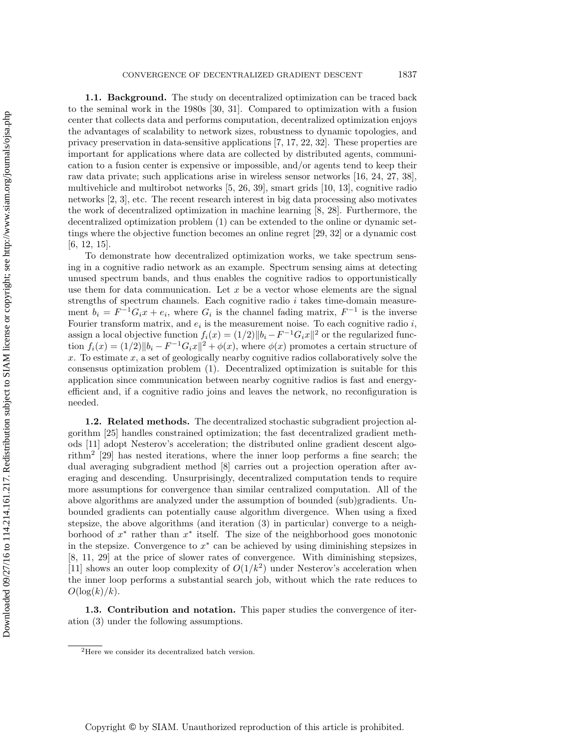### 1.1. Background.

The study on decentralized optimization can be traced back to the seminal work in the 1980s [30, 31]. Compared to optimization with a fusion center that collects data and performs computation, decentralized optimization enjoys the advantages of scalability to network sizes, robustness to dynamic topologies, and privacy preservation in data-sensitive applications [7, 17, 22, 32]. These properties are important for applications where data are collected by distributed agents, communication to a fusion center is expensive or impossible, and/or agents tend to keep their raw data private; such applications arise in wireless sensor networks [16, 24, 27, 38], multivehicle and multirobot networks [5, 26, 39], smart grids [10, 13], cognitive radio networks [2, 3], etc. The recent research interest in big data processing also motivates the work of decentralized optimization in machine learning [8, 28]. Furthermore, the decentralized optimization problem (1) can be extended to the online or dynamic settings where the objective function becomes an online regret [29, 32] or a dynamic cost [6, 12, 15].

To demonstrate how decentralized optimization works, we take spectrum sensing in a cognitive radio network as an example. Spectrum sensing aims at detecting unused spectrum bands, and thus enables the cognitive radios to opportunistically use them for data communication. Let $x$ be a vector whose elements are the signal strengths of spectrum channels. Each cognitive radio $i$ takes time-domain measurement $b_i = F^{-1}G_i x + e_i$, where $G_i$ is the channel fading matrix, $F^{-1}$ is the inverse Fourier transform matrix, and $e_i$ is the measurement noise. To each cognitive radio $i$, assign a local objective function $f_i(x) = (1/2)\|b_i - F^{-1}G_i x\|^2$ or the regularized function $f_i(x) = (1/2)\|b_i - F^{-1}G_i x\|^2 + \phi(x)$, where $\phi(x)$ promotes a certain structure of $x$. To estimate $x$, a set of geologically nearby cognitive radios collaboratively solve the consensus optimization problem (1). Decentralized optimization is suitable for this application since communication between nearby cognitive radios is fast and energy-efficient and, if a cognitive radio joins and leaves the network, no reconfiguration is needed.

### 1.2. Related methods.

The decentralized stochastic subgradient projection algorithm [25] handles constrained optimization; the fast decentralized gradient methods [11] adopt Nesterov's acceleration; the distributed online gradient descent algorithm[2] [29] has nested iterations, where the inner loop performs a fine search; the dual averaging subgradient method [8] carries out a projection operation after averaging and descending. Unsurprisingly, decentralized computation tends to require more assumptions for convergence than similar centralized computation. All of the above algorithms are analyzed under the assumption of bounded (sub)gradients. Unbounded gradients can potentially cause algorithm divergence. When using a fixed stepsize, the above algorithms (and iteration (3) in particular) converge to a neighborhood of $x^*$ rather than $x^*$ itself. The size of the neighborhood goes monotonic in the stepsize. Convergence to $x^*$ can be achieved by using diminishing stepsizes in [8, 11, 29] at the price of slower rates of convergence. With diminishing stepsizes, [11] shows an outer loop complexity of $O(1/k^2)$ under Nesterov's acceleration when the inner loop performs a substantial search job, without which the rate reduces to $O(\log(k)/k)$.

### 1.3. Contribution and notation.

This paper studies the convergence of iteration (3) under the following assumptions.

---

[2] Here we consider its decentralized batch version.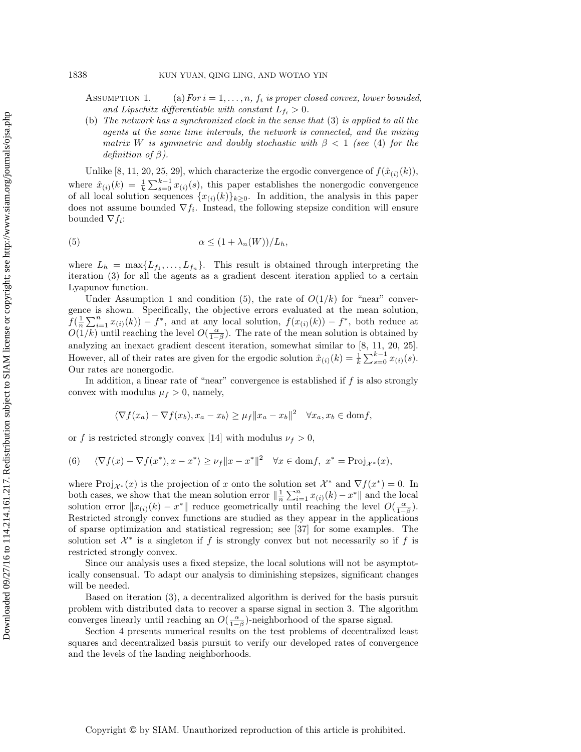ASSUMPTION 1. (a) *For $i = 1, \ldots, n$, $f_i$ is proper closed convex, lower bounded, and Lipschitz differentiable with constant $L_{f_i} > 0$.*

(b) *The network has a synchronized clock in the sense that* (3) *is applied to all the agents at the same time intervals, the network is connected, and the mixing matrix $W$ is symmetric and doubly stochastic with $\beta < 1$ (see* (4) *for the definition of $\beta$).*

Unlike [8, 11, 20, 25, 29], which characterize the ergodic convergence of $f(\hat{x}_{(i)}(k))$, where $\hat{x}_{(i)}(k) = \frac{1}{k}\sum_{s=0}^{k-1} x_{(i)}(s)$, this paper establishes the nonergodic convergence of all local solution sequences $\{x_{(i)}(k)\}_{k\geq 0}$. In addition, the analysis in this paper does not assume bounded $\nabla f_i$. Instead, the following stepsize condition will ensure bounded $\nabla f_i$:

$$\alpha \leq (1 + \lambda_n(W))/L_h, \tag{5}$$

where $L_h = \max\{L_{f_1}, \ldots, L_{f_n}\}$. This result is obtained through interpreting the iteration (3) for all the agents as a gradient descent iteration applied to a certain Lyapunov function.

Under Assumption 1 and condition (5), the rate of $O(1/k)$ for "near" convergence is shown. Specifically, the objective errors evaluated at the mean solution, $f(\frac{1}{n}\sum_{i=1}^{n} x_{(i)}(k)) - f^*$, and at any local solution, $f(x_{(i)}(k)) - f^*$, both reduce at $O(1/k)$ until reaching the level $O(\frac{\alpha}{1-\beta})$. The rate of the mean solution is obtained by analyzing an inexact gradient descent iteration, somewhat similar to [8, 11, 20, 25]. However, all of their rates are given for the ergodic solution $\hat{x}_{(i)}(k) = \frac{1}{k}\sum_{s=0}^{k-1} x_{(i)}(s)$. Our rates are nonergodic.

In addition, a linear rate of "near" convergence is established if $f$ is also strongly convex with modulus $\mu_f > 0$, namely,

$$\langle \nabla f(x_a) - \nabla f(x_b), x_a - x_b \rangle \geq \mu_f \|x_a - x_b\|^2 \quad \forall x_a, x_b \in \operatorname{dom} f,$$

or $f$ is restricted strongly convex [14] with modulus $\nu_f > 0$,

$$\langle \nabla f(x) - \nabla f(x^*), x - x^* \rangle \geq \nu_f \|x - x^*\|^2 \quad \forall x \in \operatorname{dom} f,\ x^* = \operatorname{Proj}_{\mathcal{X}^*}(x), \tag{6}$$

where $\operatorname{Proj}_{\mathcal{X}^*}(x)$ is the projection of $x$ onto the solution set $\mathcal{X}^*$ and $\nabla f(x^*) = 0$. In both cases, we show that the mean solution error $\|\frac{1}{n}\sum_{i=1}^{n} x_{(i)}(k) - x^*\|$ and the local solution error $\|x_{(i)}(k) - x^*\|$ reduce geometrically until reaching the level $O(\frac{\alpha}{1-\beta})$. Restricted strongly convex functions are studied as they appear in the applications of sparse optimization and statistical regression; see [37] for some examples. The solution set $\mathcal{X}^*$ is a singleton if $f$ is strongly convex but not necessarily so if $f$ is restricted strongly convex.

Since our analysis uses a fixed stepsize, the local solutions will not be asymptotically consensual. To adapt our analysis to diminishing stepsizes, significant changes will be needed.

Based on iteration (3), a decentralized algorithm is derived for the basis pursuit problem with distributed data to recover a sparse signal in section 3. The algorithm converges linearly until reaching an $O(\frac{\alpha}{1-\beta})$-neighborhood of the sparse signal.

Section 4 presents numerical results on the test problems of decentralized least squares and decentralized basis pursuit to verify our developed rates of convergence and the levels of the landing neighborhoods.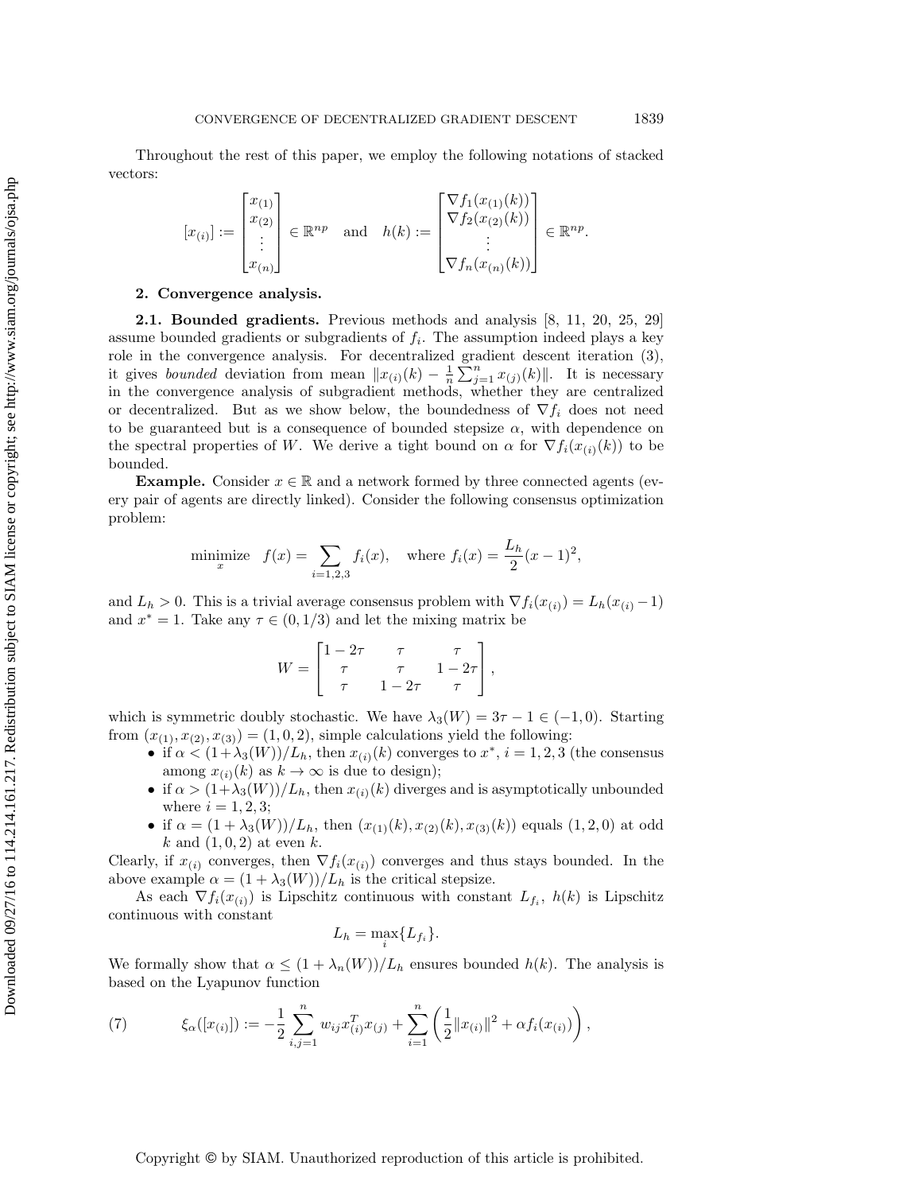Throughout the rest of this paper, we employ the following notations of stacked vectors:

$$[x_{(i)}] := \begin{bmatrix} x_{(1)} \\ x_{(2)} \\ \vdots \\ x_{(n)} \end{bmatrix} \in \mathbb{R}^{np} \quad \text{and} \quad h(k) := \begin{bmatrix} \nabla f_1(x_{(1)}(k)) \\ \nabla f_2(x_{(2)}(k)) \\ \vdots \\ \nabla f_n(x_{(n)}(k)) \end{bmatrix} \in \mathbb{R}^{np}.$$

## 2. Convergence analysis.

### 2.1. Bounded gradients.

Previous methods and analysis [8, 11, 20, 25, 29] assume bounded gradients or subgradients of $f_i$. The assumption indeed plays a key role in the convergence analysis. For decentralized gradient descent iteration (3), it gives *bounded* deviation from mean $\|x_{(i)}(k) - \frac{1}{n}\sum_{j=1}^n x_{(j)}(k)\|$. It is necessary in the convergence analysis of subgradient methods, whether they are centralized or decentralized. But as we show below, the boundedness of $\nabla f_i$ does not need to be guaranteed but is a consequence of bounded stepsize $\alpha$, with dependence on the spectral properties of $W$. We derive a tight bound on $\alpha$ for $\nabla f_i(x_{(i)}(k))$ to be bounded.

**Example.** Consider $x \in \mathbb{R}$ and a network formed by three connected agents (every pair of agents are directly linked). Consider the following consensus optimization problem:

$$\underset{x}{\text{minimize}} \quad f(x) = \sum_{i=1,2,3} f_i(x), \quad \text{where } f_i(x) = \frac{L_h}{2}(x-1)^2,$$

and $L_h > 0$. This is a trivial average consensus problem with $\nabla f_i(x_{(i)}) = L_h(x_{(i)} - 1)$ and $x^* = 1$. Take any $\tau \in (0, 1/3)$ and let the mixing matrix be

$$W = \begin{bmatrix} 1-2\tau & \tau & \tau \\ \tau & \tau & 1-2\tau \\ \tau & 1-2\tau & \tau \end{bmatrix},$$

which is symmetric doubly stochastic. We have $\lambda_3(W) = 3\tau - 1 \in (-1, 0)$. Starting from $(x_{(1)}, x_{(2)}, x_{(3)}) = (1, 0, 2)$, simple calculations yield the following:

- if $\alpha < (1+\lambda_3(W))/L_h$, then $x_{(i)}(k)$ converges to $x^*$, $i = 1, 2, 3$ (the consensus among $x_{(i)}(k)$ as $k \to \infty$ is due to design);
- if $\alpha > (1+\lambda_3(W))/L_h$, then $x_{(i)}(k)$ diverges and is asymptotically unbounded where $i = 1, 2, 3$;
- if $\alpha = (1 + \lambda_3(W))/L_h$, then $(x_{(1)}(k), x_{(2)}(k), x_{(3)}(k))$ equals $(1, 2, 0)$ at odd $k$ and $(1, 0, 2)$ at even $k$.

Clearly, if $x_{(i)}$ converges, then $\nabla f_i(x_{(i)})$ converges and thus stays bounded. In the above example $\alpha = (1 + \lambda_3(W))/L_h$ is the critical stepsize.

As each $\nabla f_i(x_{(i)})$ is Lipschitz continuous with constant $L_{f_i}$, $h(k)$ is Lipschitz continuous with constant

$$L_h = \max_i\{L_{f_i}\}.$$

We formally show that $\alpha \le (1 + \lambda_n(W))/L_h$ ensures bounded $h(k)$. The analysis is based on the Lyapunov function

$$\xi_\alpha([x_{(i)}]) := -\frac{1}{2}\sum_{i,j=1}^n w_{ij} x_{(i)}^T x_{(j)} + \sum_{i=1}^n \left(\frac{1}{2}\|x_{(i)}\|^2 + \alpha f_i(x_{(i)})\right), \tag{7}$$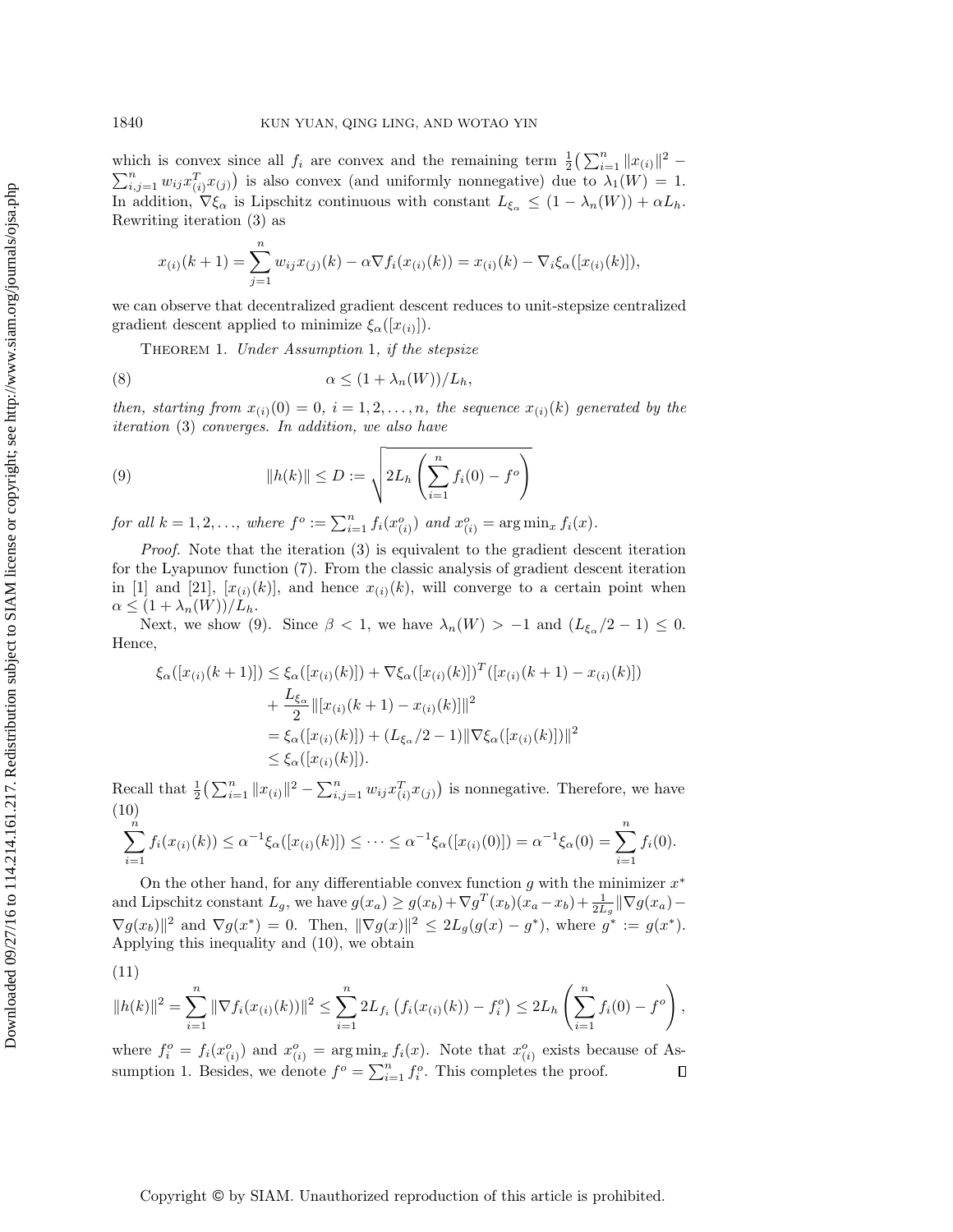which is convex since all $f_i$ are convex and the remaining term $\frac{1}{2}\big(\sum_{i=1}^n \|x_{(i)}\|^2 - \sum_{i,j=1}^n w_{ij} x_{(i)}^T x_{(j)}\big)$ is also convex (and uniformly nonnegative) due to $\lambda_1(W) = 1$. In addition, $\nabla \xi_\alpha$ is Lipschitz continuous with constant $L_{\xi_\alpha} \le (1 - \lambda_n(W)) + \alpha L_h$. Rewriting iteration (3) as

$$x_{(i)}(k+1) = \sum_{j=1}^n w_{ij} x_{(j)}(k) - \alpha \nabla f_i(x_{(i)}(k)) = x_{(i)}(k) - \nabla_i \xi_\alpha([x_{(i)}(k)]),$$

we can observe that decentralized gradient descent reduces to unit-stepsize centralized gradient descent applied to minimize $\xi_\alpha([x_{(i)}])$.

THEOREM 1. *Under Assumption* 1*, if the stepsize*

$$\alpha \le (1 + \lambda_n(W))/L_h, \tag{8}$$

*then, starting from* $x_{(i)}(0) = 0$, $i = 1, 2, \ldots, n$, *the sequence* $x_{(i)}(k)$ *generated by the iteration* (3) *converges. In addition, we also have*

$$\|h(k)\| \le D := \sqrt{2L_h \left(\sum_{i=1}^n f_i(0) - f^o\right)} \tag{9}$$

*for all* $k = 1, 2, \ldots$, *where* $f^o := \sum_{i=1}^n f_i(x_{(i)}^o)$ *and* $x_{(i)}^o = \arg\min_x f_i(x)$.

*Proof.* Note that the iteration (3) is equivalent to the gradient descent iteration for the Lyapunov function (7). From the classic analysis of gradient descent iteration in [1] and [21], $[x_{(i)}(k)]$, and hence $x_{(i)}(k)$, will converge to a certain point when $\alpha \le (1 + \lambda_n(W))/L_h$.

Next, we show (9). Since $\beta < 1$, we have $\lambda_n(W) > -1$ and $(L_{\xi_\alpha}/2 - 1) \le 0$. Hence,

$$\begin{aligned}
\xi_\alpha([x_{(i)}(k+1)]) &\le \xi_\alpha([x_{(i)}(k)]) + \nabla \xi_\alpha([x_{(i)}(k)])^T([x_{(i)}(k+1) - x_{(i)}(k)]) \\
&\quad + \frac{L_{\xi_\alpha}}{2}\|[x_{(i)}(k+1) - x_{(i)}(k)]\|^2 \\
&= \xi_\alpha([x_{(i)}(k)]) + (L_{\xi_\alpha}/2 - 1)\|\nabla \xi_\alpha([x_{(i)}(k)])\|^2 \\
&\le \xi_\alpha([x_{(i)}(k)]).
\end{aligned}$$

Recall that $\frac{1}{2}\big(\sum_{i=1}^n \|x_{(i)}\|^2 - \sum_{i,j=1}^n w_{ij} x_{(i)}^T x_{(j)}\big)$ is nonnegative. Therefore, we have

$$\sum_{i=1}^n f_i(x_{(i)}(k)) \le \alpha^{-1} \xi_\alpha([x_{(i)}(k)]) \le \cdots \le \alpha^{-1} \xi_\alpha([x_{(i)}(0)]) = \alpha^{-1} \xi_\alpha(0) = \sum_{i=1}^n f_i(0). \tag{10}$$

On the other hand, for any differentiable convex function $g$ with the minimizer $x^*$ and Lipschitz constant $L_g$, we have $g(x_a) \ge g(x_b) + \nabla g^T(x_b)(x_a - x_b) + \frac{1}{2L_g}\|\nabla g(x_a) - \nabla g(x_b)\|^2$ and $\nabla g(x^*) = 0$. Then, $\|\nabla g(x)\|^2 \le 2L_g(g(x) - g^*)$, where $g^* := g(x^*)$. Applying this inequality and (10), we obtain

$$\|h(k)\|^2 = \sum_{i=1}^n \|\nabla f_i(x_{(i)}(k))\|^2 \le \sum_{i=1}^n 2L_{f_i}\left(f_i(x_{(i)}(k)) - f_i^o\right) \le 2L_h \left(\sum_{i=1}^n f_i(0) - f^o\right), \tag{11}$$

where $f_i^o = f_i(x_{(i)}^o)$ and $x_{(i)}^o = \arg\min_x f_i(x)$. Note that $x_{(i)}^o$ exists because of Assumption 1. Besides, we denote $f^o = \sum_{i=1}^n f_i^o$. This completes the proof. $\square$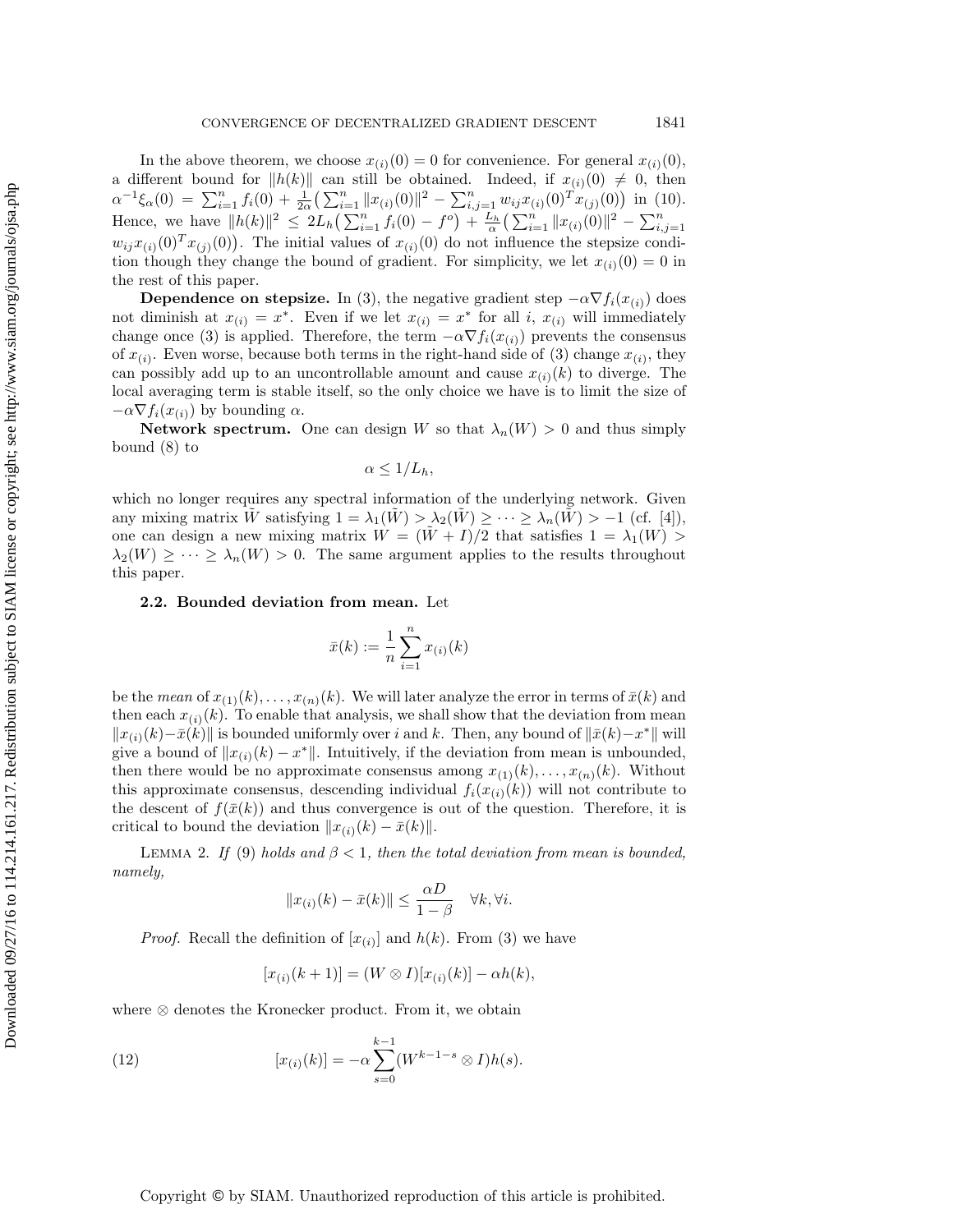In the above theorem, we choose $x_{(i)}(0) = 0$ for convenience. For general $x_{(i)}(0)$, a different bound for $\|h(k)\|$ can still be obtained. Indeed, if $x_{(i)}(0) \neq 0$, then $\alpha^{-1}\xi_\alpha(0) = \sum_{i=1}^n f_i(0) + \frac{1}{2\alpha}\big(\sum_{i=1}^n \|x_{(i)}(0)\|^2 - \sum_{i,j=1}^n w_{ij} x_{(i)}(0)^T x_{(j)}(0)\big)$ in (10). Hence, we have $\|h(k)\|^2 \leq 2L_h\big(\sum_{i=1}^n f_i(0) - f^o\big) + \frac{L_h}{\alpha}\big(\sum_{i=1}^n \|x_{(i)}(0)\|^2 - \sum_{i,j=1}^n w_{ij} x_{(i)}(0)^T x_{(j)}(0)\big)$. The initial values of $x_{(i)}(0)$ do not influence the stepsize condition though they change the bound of gradient. For simplicity, we let $x_{(i)}(0) = 0$ in the rest of this paper.

**Dependence on stepsize.** In (3), the negative gradient step $-\alpha\nabla f_i(x_{(i)})$ does not diminish at $x_{(i)} = x^*$. Even if we let $x_{(i)} = x^*$ for all $i$, $x_{(i)}$ will immediately change once (3) is applied. Therefore, the term $-\alpha\nabla f_i(x_{(i)})$ prevents the consensus of $x_{(i)}$. Even worse, because both terms in the right-hand side of (3) change $x_{(i)}$, they can possibly add up to an uncontrollable amount and cause $x_{(i)}(k)$ to diverge. The local averaging term is stable itself, so the only choice we have is to limit the size of $-\alpha\nabla f_i(x_{(i)})$ by bounding $\alpha$.

**Network spectrum.** One can design $W$ so that $\lambda_n(W) > 0$ and thus simply bound (8) to

$$\alpha \leq 1/L_h,$$

which no longer requires any spectral information of the underlying network. Given any mixing matrix $\tilde{W}$ satisfying $1 = \lambda_1(\tilde{W}) > \lambda_2(\tilde{W}) \geq \cdots \geq \lambda_n(\tilde{W}) > -1$ (cf. [4]), one can design a new mixing matrix $W = (\tilde{W} + I)/2$ that satisfies $1 = \lambda_1(W) > \lambda_2(W) \geq \cdots \geq \lambda_n(W) > 0$. The same argument applies to the results throughout this paper.

### 2.2. Bounded deviation from mean.

Let

$$\bar{x}(k) := \frac{1}{n}\sum_{i=1}^n x_{(i)}(k)$$

be the *mean* of $x_{(1)}(k), \ldots, x_{(n)}(k)$. We will later analyze the error in terms of $\bar{x}(k)$ and then each $x_{(i)}(k)$. To enable that analysis, we shall show that the deviation from mean $\|x_{(i)}(k) - \bar{x}(k)\|$ is bounded uniformly over $i$ and $k$. Then, any bound of $\|\bar{x}(k) - x^*\|$ will give a bound of $\|x_{(i)}(k) - x^*\|$. Intuitively, if the deviation from mean is unbounded, then there would be no approximate consensus among $x_{(1)}(k), \ldots, x_{(n)}(k)$. Without this approximate consensus, descending individual $f_i(x_{(i)}(k))$ will not contribute to the descent of $f(\bar{x}(k))$ and thus convergence is out of the question. Therefore, it is critical to bound the deviation $\|x_{(i)}(k) - \bar{x}(k)\|$.

Lemma 2. *If* (9) *holds and* $\beta < 1$*, then the total deviation from mean is bounded, namely,*

$$\|x_{(i)}(k) - \bar{x}(k)\| \leq \frac{\alpha D}{1-\beta} \quad \forall k, \forall i.$$

*Proof.* Recall the definition of $[x_{(i)}]$ and $h(k)$. From (3) we have

$$[x_{(i)}(k+1)] = (W \otimes I)[x_{(i)}(k)] - \alpha h(k),$$

where $\otimes$ denotes the Kronecker product. From it, we obtain

$$[x_{(i)}(k)] = -\alpha \sum_{s=0}^{k-1} (W^{k-1-s} \otimes I) h(s). \tag{12}$$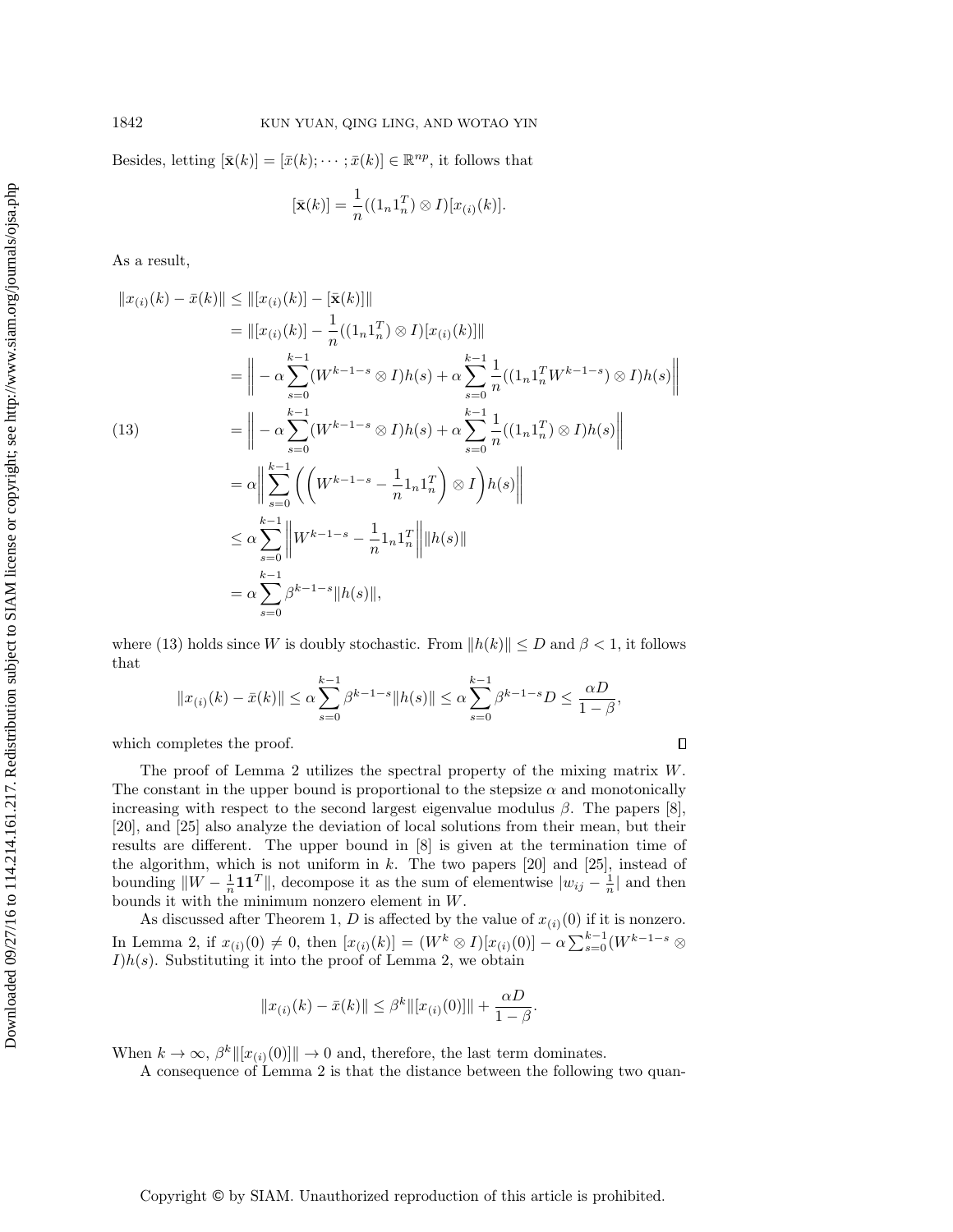Besides, letting $[\bar{\mathbf{x}}(k)] = [\bar{x}(k); \cdots ; \bar{x}(k)] \in \mathbb{R}^{np}$, it follows that

$$[\bar{\mathbf{x}}(k)] = \frac{1}{n}((1_n 1_n^T) \otimes I)[x_{(i)}(k)].$$

As a result,

$$\begin{aligned}
\|x_{(i)}(k) - \bar{x}(k)\| &\leq \|[x_{(i)}(k)] - [\bar{\mathbf{x}}(k)]\| \\
&= \|[x_{(i)}(k)] - \frac{1}{n}((1_n 1_n^T) \otimes I)[x_{(i)}(k)]\| \\
&= \Big\| -\alpha \sum_{s=0}^{k-1} (W^{k-1-s} \otimes I)h(s) + \alpha \sum_{s=0}^{k-1} \frac{1}{n}((1_n 1_n^T W^{k-1-s}) \otimes I)h(s) \Big\| \\
&= \Big\| -\alpha \sum_{s=0}^{k-1} (W^{k-1-s} \otimes I)h(s) + \alpha \sum_{s=0}^{k-1} \frac{1}{n}((1_n 1_n^T) \otimes I)h(s) \Big\| \qquad (13) \\
&= \alpha \Big\| \sum_{s=0}^{k-1} \Big( \Big( W^{k-1-s} - \frac{1}{n} 1_n 1_n^T \Big) \otimes I \Big) h(s) \Big\| \\
&\leq \alpha \sum_{s=0}^{k-1} \Big\| W^{k-1-s} - \frac{1}{n} 1_n 1_n^T \Big\| \|h(s)\| \\
&= \alpha \sum_{s=0}^{k-1} \beta^{k-1-s} \|h(s)\|,
\end{aligned}$$

where (13) holds since $W$ is doubly stochastic. From $\|h(k)\| \leq D$ and $\beta < 1$, it follows that

$$\|x_{(i)}(k) - \bar{x}(k)\| \leq \alpha \sum_{s=0}^{k-1} \beta^{k-1-s} \|h(s)\| \leq \alpha \sum_{s=0}^{k-1} \beta^{k-1-s} D \leq \frac{\alpha D}{1-\beta},$$

which completes the proof. ∎

The proof of Lemma 2 utilizes the spectral property of the mixing matrix $W$. The constant in the upper bound is proportional to the stepsize $\alpha$ and monotonically increasing with respect to the second largest eigenvalue modulus $\beta$. The papers [8], [20], and [25] also analyze the deviation of local solutions from their mean, but their results are different. The upper bound in [8] is given at the termination time of the algorithm, which is not uniform in $k$. The two papers [20] and [25], instead of bounding $\|W - \frac{1}{n}\mathbf{1}\mathbf{1}^T\|$, decompose it as the sum of elementwise $|w_{ij} - \frac{1}{n}|$ and then bounds it with the minimum nonzero element in $W$.

As discussed after Theorem 1, $D$ is affected by the value of $x_{(i)}(0)$ if it is nonzero. In Lemma 2, if $x_{(i)}(0) \neq 0$, then $[x_{(i)}(k)] = (W^k \otimes I)[x_{(i)}(0)] - \alpha \sum_{s=0}^{k-1} (W^{k-1-s} \otimes I)h(s)$. Substituting it into the proof of Lemma 2, we obtain

$$\|x_{(i)}(k) - \bar{x}(k)\| \leq \beta^k \|[x_{(i)}(0)]\| + \frac{\alpha D}{1-\beta}.$$

When $k \to \infty$, $\beta^k \|[x_{(i)}(0)]\| \to 0$ and, therefore, the last term dominates.

A consequence of Lemma 2 is that the distance between the following two quan-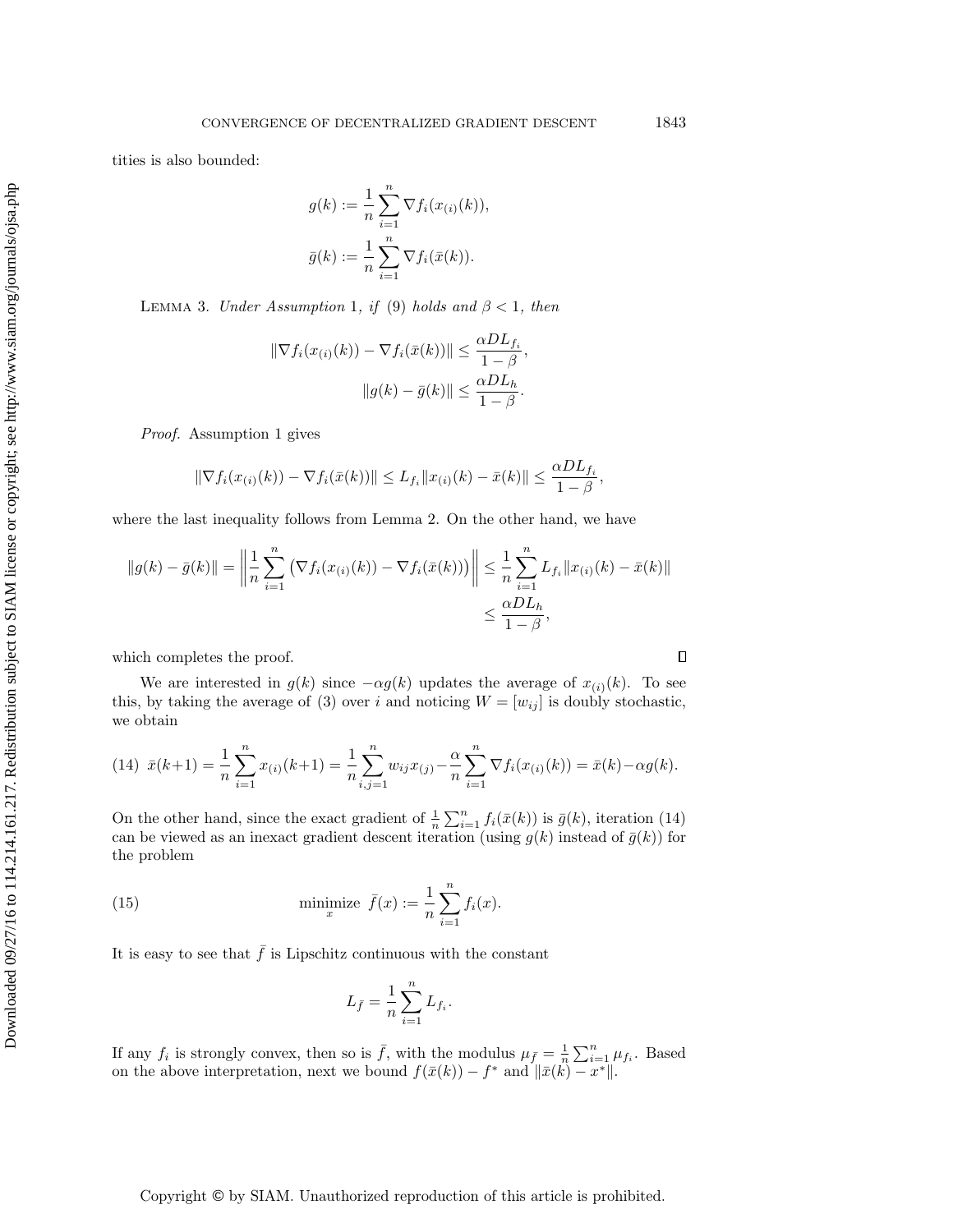tities is also bounded:

$$g(k) := \frac{1}{n}\sum_{i=1}^{n} \nabla f_i(x_{(i)}(k)),$$

$$\bar{g}(k) := \frac{1}{n}\sum_{i=1}^{n} \nabla f_i(\bar{x}(k)).$$

LEMMA 3. *Under Assumption* 1, *if* (9) *holds and* $\beta < 1$, *then*

$$\|\nabla f_i(x_{(i)}(k)) - \nabla f_i(\bar{x}(k))\| \le \frac{\alpha D L_{f_i}}{1-\beta},$$

$$\|g(k) - \bar{g}(k)\| \le \frac{\alpha D L_h}{1-\beta}.$$

*Proof.* Assumption 1 gives

$$\|\nabla f_i(x_{(i)}(k)) - \nabla f_i(\bar{x}(k))\| \le L_{f_i}\|x_{(i)}(k) - \bar{x}(k)\| \le \frac{\alpha D L_{f_i}}{1-\beta},$$

where the last inequality follows from Lemma 2. On the other hand, we have

$$\|g(k) - \bar{g}(k)\| = \left\| \frac{1}{n}\sum_{i=1}^{n} \left(\nabla f_i(x_{(i)}(k)) - \nabla f_i(\bar{x}(k))\right)\right\| \le \frac{1}{n}\sum_{i=1}^{n} L_{f_i}\|x_{(i)}(k) - \bar{x}(k)\| \le \frac{\alpha D L_h}{1-\beta},$$

which completes the proof. ∎

We are interested in $g(k)$ since $-\alpha g(k)$ updates the average of $x_{(i)}(k)$. To see this, by taking the average of (3) over $i$ and noticing $W = [w_{ij}]$ is doubly stochastic, we obtain

$$\bar{x}(k+1) = \frac{1}{n}\sum_{i=1}^{n} x_{(i)}(k+1) = \frac{1}{n}\sum_{i,j=1}^{n} w_{ij}x_{(j)} - \frac{\alpha}{n}\sum_{i=1}^{n}\nabla f_i(x_{(i)}(k)) = \bar{x}(k) - \alpha g(k). \tag{14}$$

On the other hand, since the exact gradient of $\frac{1}{n}\sum_{i=1}^{n} f_i(\bar{x}(k))$ is $\bar{g}(k)$, iteration (14) can be viewed as an inexact gradient descent iteration (using $g(k)$ instead of $\bar{g}(k)$) for the problem

$$\underset{x}{\text{minimize}} \;\; \bar{f}(x) := \frac{1}{n}\sum_{i=1}^{n} f_i(x). \tag{15}$$

It is easy to see that $\bar{f}$ is Lipschitz continuous with the constant

$$L_{\bar{f}} = \frac{1}{n}\sum_{i=1}^{n} L_{f_i}.$$

If any $f_i$ is strongly convex, then so is $\bar{f}$, with the modulus $\mu_{\bar{f}} = \frac{1}{n}\sum_{i=1}^{n}\mu_{f_i}$. Based on the above interpretation, next we bound $f(\bar{x}(k)) - f^*$ and $\|\bar{x}(k) - x^*\|$.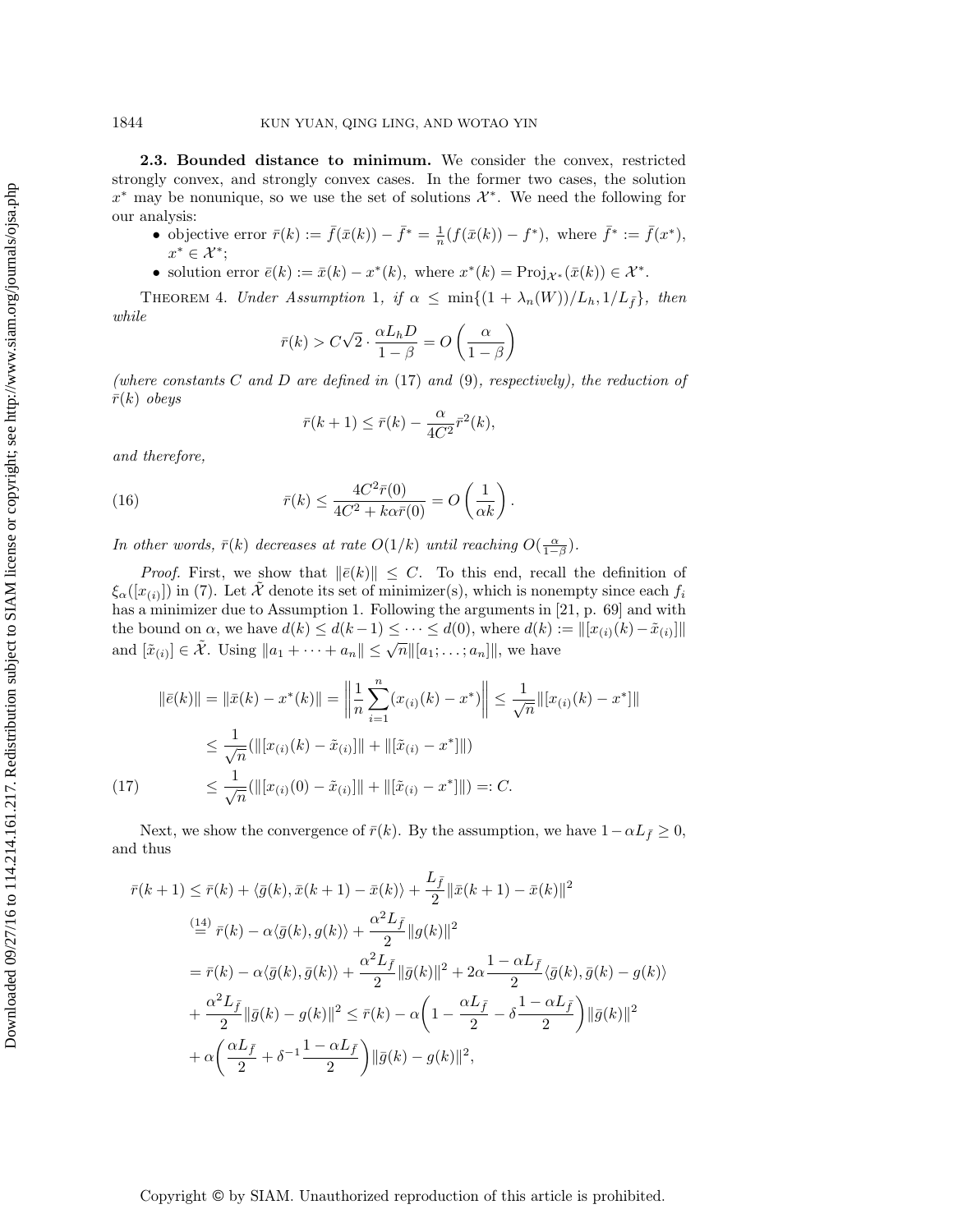**2.3. Bounded distance to minimum.** We consider the convex, restricted strongly convex, and strongly convex cases. In the former two cases, the solution $x^*$ may be nonunique, so we use the set of solutions $\mathcal{X}^*$. We need the following for our analysis:

- objective error $\bar{r}(k) := \bar{f}(\bar{x}(k)) - \bar{f}^* = \frac{1}{n}(f(\bar{x}(k)) - f^*)$, where $\bar{f}^* := \bar{f}(x^*)$, $x^* \in \mathcal{X}^*$;
- solution error $\bar{e}(k) := \bar{x}(k) - x^*(k)$, where $x^*(k) = \mathrm{Proj}_{\mathcal{X}^*}(\bar{x}(k)) \in \mathcal{X}^*$.

THEOREM 4. *Under Assumption* 1, *if* $\alpha \le \min\{(1 + \lambda_n(W))/L_h, 1/L_{\bar{f}}\}$, *then while*

$$\bar{r}(k) > C\sqrt{2} \cdot \frac{\alpha L_h D}{1-\beta} = O\left(\frac{\alpha}{1-\beta}\right)$$

*(where constants* $C$ *and* $D$ *are defined in* (17) *and* (9), *respectively), the reduction of* $\bar{r}(k)$ *obeys*

$$\bar{r}(k+1) \le \bar{r}(k) - \frac{\alpha}{4C^2}\bar{r}^2(k),$$

*and therefore,*

$$\bar{r}(k) \le \frac{4C^2 \bar{r}(0)}{4C^2 + k\alpha \bar{r}(0)} = O\left(\frac{1}{\alpha k}\right). \tag{16}$$

*In other words,* $\bar{r}(k)$ *decreases at rate* $O(1/k)$ *until reaching* $O(\frac{\alpha}{1-\beta})$.

*Proof.* First, we show that $\|\bar{e}(k)\| \le C$. To this end, recall the definition of $\xi_\alpha([x_{(i)}])$ in (7). Let $\tilde{\mathcal{X}}$ denote its set of minimizer(s), which is nonempty since each $f_i$ has a minimizer due to Assumption 1. Following the arguments in [21, p. 69] and with the bound on $\alpha$, we have $d(k) \le d(k-1) \le \cdots \le d(0)$, where $d(k) := \|[x_{(i)}(k) - \tilde{x}_{(i)}]\|$ and $[\tilde{x}_{(i)}] \in \tilde{\mathcal{X}}$. Using $\|a_1 + \cdots + a_n\| \le \sqrt{n}\|[a_1; \ldots; a_n]\|$, we have

$$\begin{aligned}
\|\bar{e}(k)\| = \|\bar{x}(k) - x^*(k)\| &= \left\| \frac{1}{n}\sum_{i=1}^n (x_{(i)}(k) - x^*) \right\| \le \frac{1}{\sqrt{n}} \|[x_{(i)}(k) - x^*]\| \\
&\le \frac{1}{\sqrt{n}} (\|[x_{(i)}(k) - \tilde{x}_{(i)}]\| + \|[\tilde{x}_{(i)} - x^*]\|) \\
&\le \frac{1}{\sqrt{n}} (\|[x_{(i)}(0) - \tilde{x}_{(i)}]\| + \|[\tilde{x}_{(i)} - x^*]\|) =: C.
\end{aligned} \tag{17}$$

Next, we show the convergence of $\bar{r}(k)$. By the assumption, we have $1 - \alpha L_{\bar{f}} \ge 0$, and thus

$$\begin{aligned}
\bar{r}(k+1) &\le \bar{r}(k) + \langle \bar{g}(k), \bar{x}(k+1) - \bar{x}(k) \rangle + \frac{L_{\bar{f}}}{2} \|\bar{x}(k+1) - \bar{x}(k)\|^2 \\
&\overset{(14)}{=} \bar{r}(k) - \alpha \langle \bar{g}(k), g(k) \rangle + \frac{\alpha^2 L_{\bar{f}}}{2} \|g(k)\|^2 \\
&= \bar{r}(k) - \alpha \langle \bar{g}(k), \bar{g}(k) \rangle + \frac{\alpha^2 L_{\bar{f}}}{2} \|\bar{g}(k)\|^2 + 2\alpha \frac{1 - \alpha L_{\bar{f}}}{2} \langle \bar{g}(k), \bar{g}(k) - g(k) \rangle \\
&\quad + \frac{\alpha^2 L_{\bar{f}}}{2} \|\bar{g}(k) - g(k)\|^2 \le \bar{r}(k) - \alpha \left(1 - \frac{\alpha L_{\bar{f}}}{2} - \delta \frac{1 - \alpha L_{\bar{f}}}{2}\right) \|\bar{g}(k)\|^2 \\
&\quad + \alpha \left( \frac{\alpha L_{\bar{f}}}{2} + \delta^{-1} \frac{1 - \alpha L_{\bar{f}}}{2} \right) \|\bar{g}(k) - g(k)\|^2,
\end{aligned}$$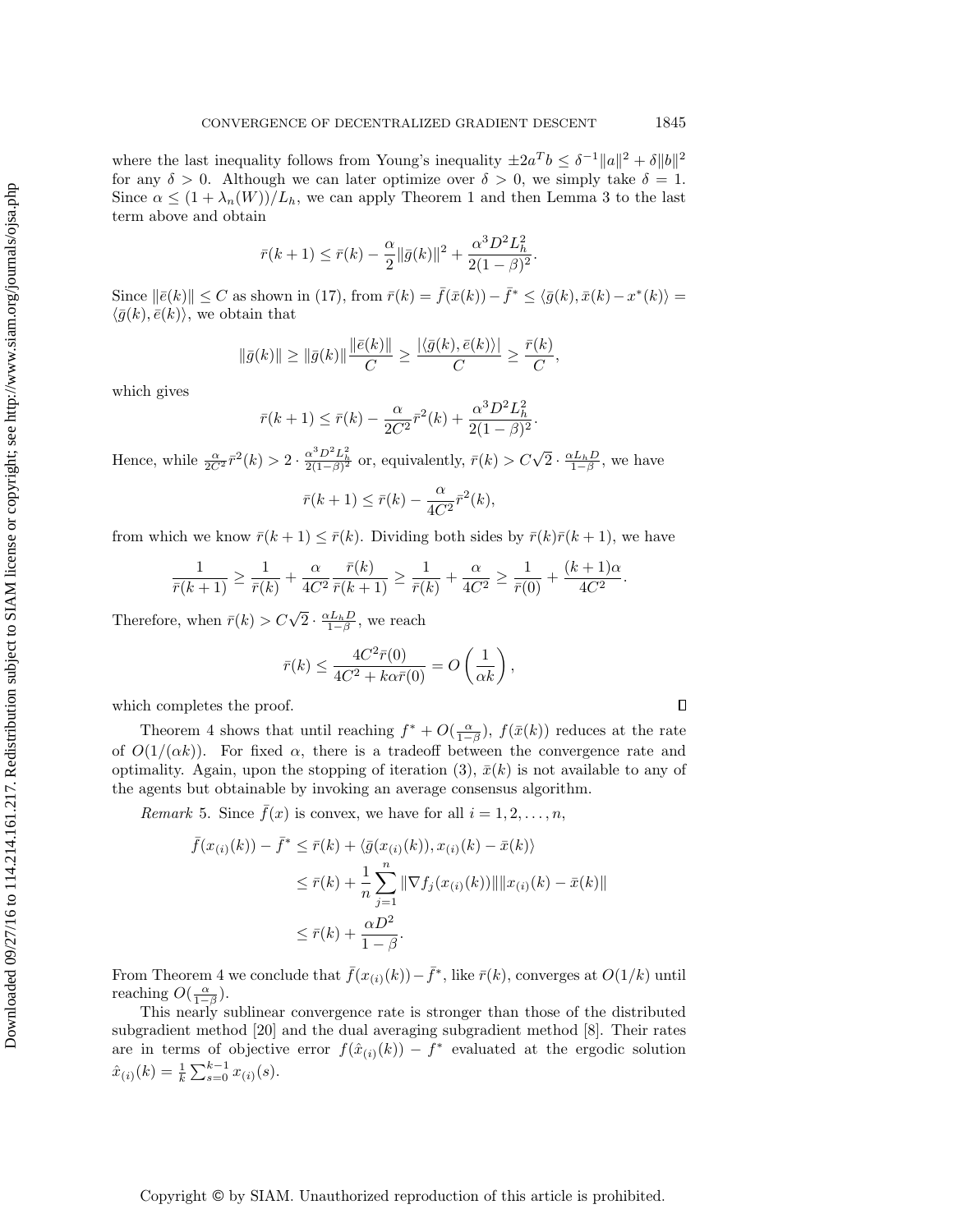where the last inequality follows from Young's inequality $\pm 2a^T b \leq \delta^{-1}\|a\|^2 + \delta\|b\|^2$ for any $\delta > 0$. Although we can later optimize over $\delta > 0$, we simply take $\delta = 1$. Since $\alpha \leq (1 + \lambda_n(W))/L_h$, we can apply Theorem 1 and then Lemma 3 to the last term above and obtain

$$\bar{r}(k+1) \leq \bar{r}(k) - \frac{\alpha}{2}\|\bar{g}(k)\|^2 + \frac{\alpha^3 D^2 L_h^2}{2(1-\beta)^2}.$$

Since $\|\bar{e}(k)\| \leq C$ as shown in (17), from $\bar{r}(k) = \bar{f}(\bar{x}(k)) - \bar{f}^* \leq \langle \bar{g}(k), \bar{x}(k) - x^*(k)\rangle = \langle \bar{g}(k), \bar{e}(k)\rangle$, we obtain that

$$\|\bar{g}(k)\| \geq \|\bar{g}(k)\| \frac{\|\bar{e}(k)\|}{C} \geq \frac{|\langle \bar{g}(k), \bar{e}(k)\rangle|}{C} \geq \frac{\bar{r}(k)}{C},$$

which gives

$$\bar{r}(k+1) \leq \bar{r}(k) - \frac{\alpha}{2C^2}\bar{r}^2(k) + \frac{\alpha^3 D^2 L_h^2}{2(1-\beta)^2}.$$

Hence, while $\frac{\alpha}{2C^2}\bar{r}^2(k) > 2 \cdot \frac{\alpha^3 D^2 L_h^2}{2(1-\beta)^2}$ or, equivalently, $\bar{r}(k) > C\sqrt{2} \cdot \frac{\alpha L_h D}{1-\beta}$, we have

$$\bar{r}(k+1) \leq \bar{r}(k) - \frac{\alpha}{4C^2}\bar{r}^2(k),$$

from which we know $\bar{r}(k+1) \leq \bar{r}(k)$. Dividing both sides by $\bar{r}(k)\bar{r}(k+1)$, we have

$$\frac{1}{\bar{r}(k+1)} \geq \frac{1}{\bar{r}(k)} + \frac{\alpha}{4C^2}\frac{\bar{r}(k)}{\bar{r}(k+1)} \geq \frac{1}{\bar{r}(k)} + \frac{\alpha}{4C^2} \geq \frac{1}{\bar{r}(0)} + \frac{(k+1)\alpha}{4C^2}.$$

Therefore, when $\bar{r}(k) > C\sqrt{2} \cdot \frac{\alpha L_h D}{1-\beta}$, we reach

$$\bar{r}(k) \leq \frac{4C^2 \bar{r}(0)}{4C^2 + k\alpha\bar{r}(0)} = O\left(\frac{1}{\alpha k}\right),$$

which completes the proof. ∎

Theorem 4 shows that until reaching $f^* + O(\frac{\alpha}{1-\beta})$, $f(\bar{x}(k))$ reduces at the rate of $O(1/(\alpha k))$. For fixed $\alpha$, there is a tradeoff between the convergence rate and optimality. Again, upon the stopping of iteration (3), $\bar{x}(k)$ is not available to any of the agents but obtainable by invoking an average consensus algorithm.

*Remark* 5. Since $\bar{f}(x)$ is convex, we have for all $i = 1, 2, \ldots, n$,

$$\begin{aligned}
\bar{f}(x_{(i)}(k)) - \bar{f}^* &\leq \bar{r}(k) + \langle \bar{g}(x_{(i)}(k)), x_{(i)}(k) - \bar{x}(k)\rangle \\
&\leq \bar{r}(k) + \frac{1}{n}\sum_{j=1}^{n} \|\nabla f_j(x_{(i)}(k))\| \|x_{(i)}(k) - \bar{x}(k)\| \\
&\leq \bar{r}(k) + \frac{\alpha D^2}{1-\beta}.
\end{aligned}$$

From Theorem 4 we conclude that $\bar{f}(x_{(i)}(k)) - \bar{f}^*$, like $\bar{r}(k)$, converges at $O(1/k)$ until reaching $O(\frac{\alpha}{1-\beta})$.

This nearly sublinear convergence rate is stronger than those of the distributed subgradient method [20] and the dual averaging subgradient method [8]. Their rates are in terms of objective error $f(\hat{x}_{(i)}(k)) - f^*$ evaluated at the ergodic solution $\hat{x}_{(i)}(k) = \frac{1}{k}\sum_{s=0}^{k-1} x_{(i)}(s)$.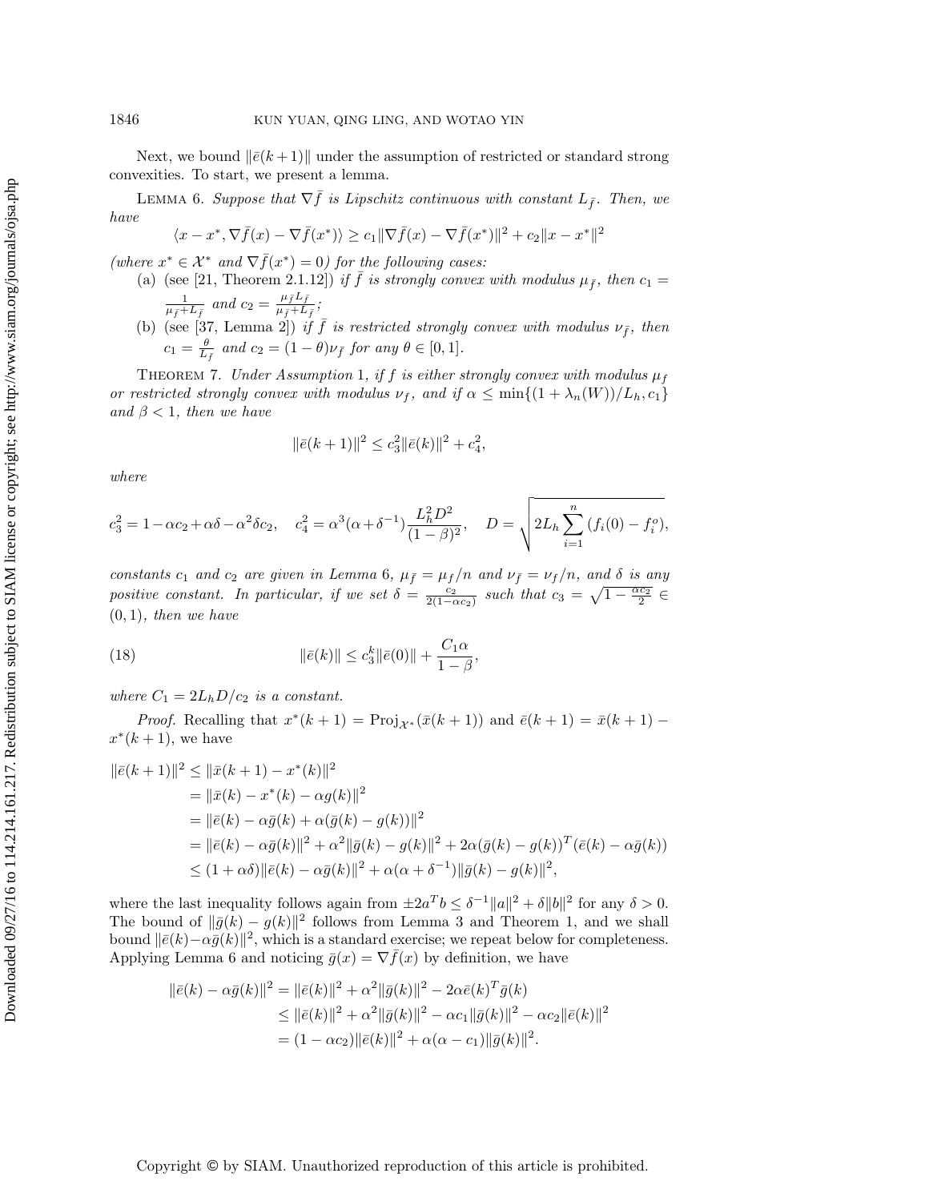Next, we bound $\|\bar{e}(k+1)\|$ under the assumption of restricted or standard strong convexities. To start, we present a lemma.

Lemma 6. *Suppose that $\nabla \bar{f}$ is Lipschitz continuous with constant $L_{\bar{f}}$. Then, we have*

$$\langle x - x^*, \nabla \bar{f}(x) - \nabla \bar{f}(x^*)\rangle \geq c_1 \|\nabla \bar{f}(x) - \nabla \bar{f}(x^*)\|^2 + c_2\|x - x^*\|^2$$

*(where $x^* \in \mathcal{X}^*$ and $\nabla \bar{f}(x^*) = 0$) for the following cases:*

(a) (see [21, Theorem 2.1.12]) *if $\bar{f}$ is strongly convex with modulus $\mu_{\bar{f}}$, then $c_1 = \frac{1}{\mu_{\bar{f}} + L_{\bar{f}}}$ and $c_2 = \frac{\mu_{\bar{f}} L_{\bar{f}}}{\mu_{\bar{f}} + L_{\bar{f}}}$;*

(b) (see [37, Lemma 2]) *if $\bar{f}$ is restricted strongly convex with modulus $\nu_{\bar{f}}$, then $c_1 = \frac{\theta}{L_{\bar{f}}}$ and $c_2 = (1-\theta)\nu_{\bar{f}}$ for any $\theta \in [0,1]$.*

Theorem 7. *Under Assumption 1, if $f$ is either strongly convex with modulus $\mu_f$ or restricted strongly convex with modulus $\nu_f$, and if $\alpha \leq \min\{(1 + \lambda_n(W))/L_h, c_1\}$ and $\beta < 1$, then we have*

$$\|\bar{e}(k+1)\|^2 \leq c_3^2 \|\bar{e}(k)\|^2 + c_4^2,$$

*where*

$$c_3^2 = 1 - \alpha c_2 + \alpha\delta - \alpha^2 \delta c_2, \quad c_4^2 = \alpha^3(\alpha + \delta^{-1})\frac{L_h^2 D^2}{(1-\beta)^2}, \quad D = \sqrt{2L_h \sum_{i=1}^n (f_i(0) - f_i^o)},$$

*constants $c_1$ and $c_2$ are given in Lemma 6, $\mu_{\bar{f}} = \mu_f/n$ and $\nu_{\bar{f}} = \nu_f/n$, and $\delta$ is any positive constant. In particular, if we set $\delta = \frac{c_2}{2(1-\alpha c_2)}$ such that $c_3 = \sqrt{1 - \frac{\alpha c_2}{2}} \in (0,1)$, then we have*

$$\|\bar{e}(k)\| \leq c_3^k \|\bar{e}(0)\| + \frac{C_1 \alpha}{1-\beta}, \tag{18}$$

*where $C_1 = 2L_h D/c_2$ is a constant.*

*Proof.* Recalling that $x^*(k+1) = \mathrm{Proj}_{\mathcal{X}^*}(\bar{x}(k+1))$ and $\bar{e}(k+1) = \bar{x}(k+1) - x^*(k+1)$, we have

$$\begin{aligned}
\|\bar{e}(k+1)\|^2 &\leq \|\bar{x}(k+1) - x^*(k)\|^2 \\
&= \|\bar{x}(k) - x^*(k) - \alpha g(k)\|^2 \\
&= \|\bar{e}(k) - \alpha \bar{g}(k) + \alpha(\bar{g}(k) - g(k))\|^2 \\
&= \|\bar{e}(k) - \alpha\bar{g}(k)\|^2 + \alpha^2\|\bar{g}(k) - g(k)\|^2 + 2\alpha(\bar{g}(k) - g(k))^T(\bar{e}(k) - \alpha\bar{g}(k)) \\
&\leq (1 + \alpha\delta)\|\bar{e}(k) - \alpha\bar{g}(k)\|^2 + \alpha(\alpha + \delta^{-1})\|\bar{g}(k) - g(k)\|^2,
\end{aligned}$$

where the last inequality follows again from $\pm 2a^T b \leq \delta^{-1}\|a\|^2 + \delta\|b\|^2$ for any $\delta > 0$. The bound of $\|\bar{g}(k) - g(k)\|^2$ follows from Lemma 3 and Theorem 1, and we shall bound $\|\bar{e}(k) - \alpha\bar{g}(k)\|^2$, which is a standard exercise; we repeat below for completeness. Applying Lemma 6 and noticing $\bar{g}(x) = \nabla \bar{f}(x)$ by definition, we have

$$\begin{aligned}
\|\bar{e}(k) - \alpha\bar{g}(k)\|^2 &= \|\bar{e}(k)\|^2 + \alpha^2\|\bar{g}(k)\|^2 - 2\alpha\bar{e}(k)^T\bar{g}(k) \\
&\leq \|\bar{e}(k)\|^2 + \alpha^2\|\bar{g}(k)\|^2 - \alpha c_1\|\bar{g}(k)\|^2 - \alpha c_2\|\bar{e}(k)\|^2 \\
&= (1 - \alpha c_2)\|\bar{e}(k)\|^2 + \alpha(\alpha - c_1)\|\bar{g}(k)\|^2.
\end{aligned}$$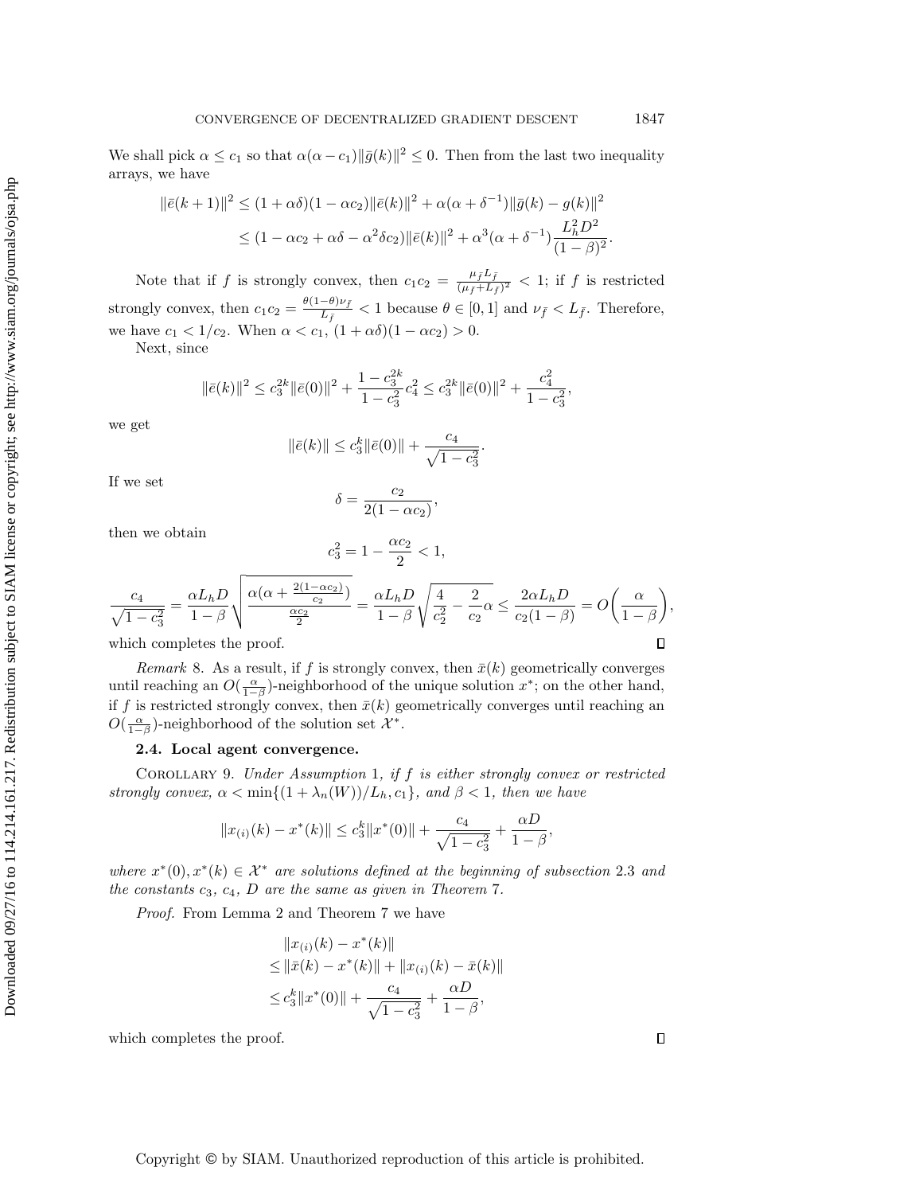We shall pick $\alpha \le c_1$ so that $\alpha(\alpha - c_1)\|\bar{g}(k)\|^2 \le 0$. Then from the last two inequality arrays, we have

$$
\begin{aligned}
\|\bar{e}(k+1)\|^2 &\le (1+\alpha\delta)(1-\alpha c_2)\|\bar{e}(k)\|^2 + \alpha(\alpha+\delta^{-1})\|\bar{g}(k) - g(k)\|^2 \\
&\le (1 - \alpha c_2 + \alpha\delta - \alpha^2\delta c_2)\|\bar{e}(k)\|^2 + \alpha^3(\alpha+\delta^{-1})\frac{L_h^2 D^2}{(1-\beta)^2}.
\end{aligned}
$$

Note that if $f$ is strongly convex, then $c_1 c_2 = \frac{\mu_{\bar{f}} L_{\bar{f}}}{(\mu_{\bar{f}} + L_{\bar{f}})^2} < 1$; if $f$ is restricted strongly convex, then $c_1 c_2 = \frac{\theta(1-\theta)\nu_{\bar{f}}}{L_{\bar{f}}} < 1$ because $\theta \in [0,1]$ and $\nu_{\bar{f}} < L_{\bar{f}}$. Therefore, we have $c_1 < 1/c_2$. When $\alpha < c_1$, $(1+\alpha\delta)(1-\alpha c_2) > 0$.

Next, since

$$
\|\bar{e}(k)\|^2 \le c_3^{2k}\|\bar{e}(0)\|^2 + \frac{1-c_3^{2k}}{1-c_3^2}c_4^2 \le c_3^{2k}\|\bar{e}(0)\|^2 + \frac{c_4^2}{1-c_3^2},
$$

we get

$$
\|\bar{e}(k)\| \le c_3^k\|\bar{e}(0)\| + \frac{c_4}{\sqrt{1-c_3^2}}.
$$

If we set

$$
\delta = \frac{c_2}{2(1-\alpha c_2)},
$$

then we obtain

$$
c_3^2 = 1 - \frac{\alpha c_2}{2} < 1,
$$

$$
\frac{c_4}{\sqrt{1-c_3^2}} = \frac{\alpha L_h D}{1-\beta}\sqrt{\frac{\alpha(\alpha + \frac{2(1-\alpha c_2)}{c_2})}{\frac{\alpha c_2}{2}}} = \frac{\alpha L_h D}{1-\beta}\sqrt{\frac{4}{c_2^2} - \frac{2}{c_2}\alpha} \le \frac{2\alpha L_h D}{c_2(1-\beta)} = O\left(\frac{\alpha}{1-\beta}\right),
$$

which completes the proof. $\square$

*Remark* 8. As a result, if $f$ is strongly convex, then $\bar{x}(k)$ geometrically converges until reaching an $O(\frac{\alpha}{1-\beta})$-neighborhood of the unique solution $x^*$; on the other hand, if $f$ is restricted strongly convex, then $\bar{x}(k)$ geometrically converges until reaching an $O(\frac{\alpha}{1-\beta})$-neighborhood of the solution set $\mathcal{X}^*$.

### 2.4. Local agent convergence.

COROLLARY 9. *Under Assumption* 1, *if $f$ is either strongly convex or restricted strongly convex, $\alpha < \min\{(1+\lambda_n(W))/L_h, c_1\}$, and $\beta < 1$, then we have*

$$
\|x_{(i)}(k) - x^*(k)\| \le c_3^k\|x^*(0)\| + \frac{c_4}{\sqrt{1-c_3^2}} + \frac{\alpha D}{1-\beta},
$$

*where $x^*(0), x^*(k) \in \mathcal{X}^*$ are solutions defined at the beginning of subsection* 2.3 *and the constants $c_3$, $c_4$, $D$ are the same as given in Theorem* 7.

*Proof.* From Lemma 2 and Theorem 7 we have

$$
\begin{aligned}
&\|x_{(i)}(k) - x^*(k)\| \\
&\le \|\bar{x}(k) - x^*(k)\| + \|x_{(i)}(k) - \bar{x}(k)\| \\
&\le c_3^k\|x^*(0)\| + \frac{c_4}{\sqrt{1-c_3^2}} + \frac{\alpha D}{1-\beta},
\end{aligned}
$$

which completes the proof. $\square$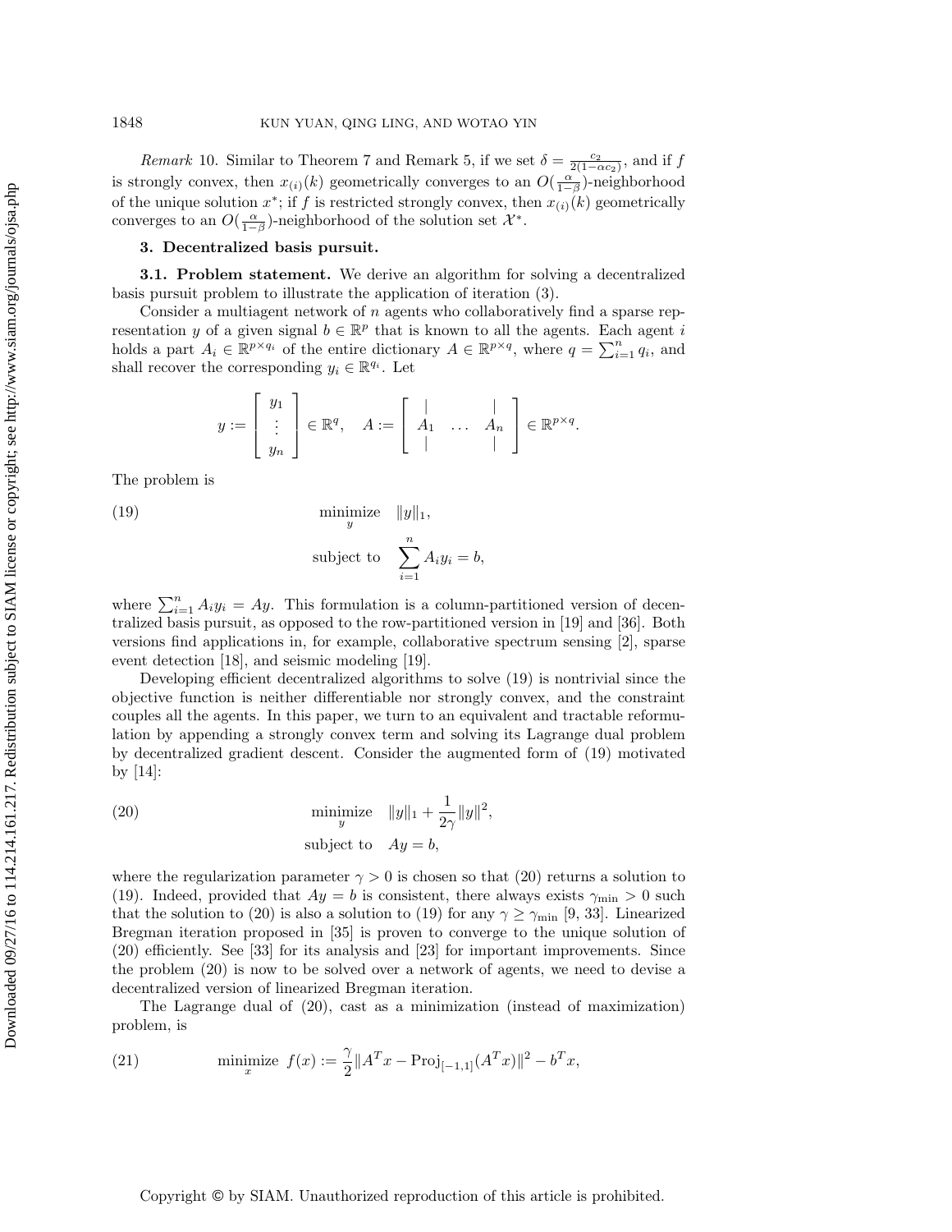*Remark* 10. Similar to Theorem 7 and Remark 5, if we set $\delta = \frac{c_2}{2(1-\alpha c_2)}$, and if $f$ is strongly convex, then $x_{(i)}(k)$ geometrically converges to an $O(\frac{\alpha}{1-\beta})$-neighborhood of the unique solution $x^*$; if $f$ is restricted strongly convex, then $x_{(i)}(k)$ geometrically converges to an $O(\frac{\alpha}{1-\beta})$-neighborhood of the solution set $\mathcal{X}^*$.

## 3. Decentralized basis pursuit.

### 3.1. Problem statement.

We derive an algorithm for solving a decentralized basis pursuit problem to illustrate the application of iteration (3).

Consider a multiagent network of $n$ agents who collaboratively find a sparse representation $y$ of a given signal $b \in \mathbb{R}^p$ that is known to all the agents. Each agent $i$ holds a part $A_i \in \mathbb{R}^{p \times q_i}$ of the entire dictionary $A \in \mathbb{R}^{p \times q}$, where $q = \sum_{i=1}^n q_i$, and shall recover the corresponding $y_i \in \mathbb{R}^{q_i}$. Let

$$
y := \begin{bmatrix} y_1 \\ \vdots \\ y_n \end{bmatrix} \in \mathbb{R}^q, \quad A := \begin{bmatrix} | & & | \\ A_1 & \dots & A_n \\ | & & | \end{bmatrix} \in \mathbb{R}^{p \times q}.
$$

The problem is

$$
\begin{aligned}
&\underset{y}{\text{minimize}} \quad \|y\|_1, \\
&\text{subject to} \quad \sum_{i=1}^n A_i y_i = b,
\end{aligned} \tag{19}
$$

where $\sum_{i=1}^n A_i y_i = Ay$. This formulation is a column-partitioned version of decentralized basis pursuit, as opposed to the row-partitioned version in [19] and [36]. Both versions find applications in, for example, collaborative spectrum sensing [2], sparse event detection [18], and seismic modeling [19].

Developing efficient decentralized algorithms to solve (19) is nontrivial since the objective function is neither differentiable nor strongly convex, and the constraint couples all the agents. In this paper, we turn to an equivalent and tractable reformulation by appending a strongly convex term and solving its Lagrange dual problem by decentralized gradient descent. Consider the augmented form of (19) motivated by [14]:

$$
\begin{aligned}
&\underset{y}{\text{minimize}} \quad \|y\|_1 + \frac{1}{2\gamma}\|y\|^2, \\
&\text{subject to} \quad Ay = b,
\end{aligned} \tag{20}
$$

where the regularization parameter $\gamma > 0$ is chosen so that (20) returns a solution to (19). Indeed, provided that $Ay = b$ is consistent, there always exists $\gamma_{\min} > 0$ such that the solution to (20) is also a solution to (19) for any $\gamma \geq \gamma_{\min}$ [9, 33]. Linearized Bregman iteration proposed in [35] is proven to converge to the unique solution of (20) efficiently. See [33] for its analysis and [23] for important improvements. Since the problem (20) is now to be solved over a network of agents, we need to devise a decentralized version of linearized Bregman iteration.

The Lagrange dual of (20), cast as a minimization (instead of maximization) problem, is

$$
\underset{x}{\text{minimize}} \;\; f(x) := \frac{\gamma}{2}\|A^T x - \text{Proj}_{[-1,1]}(A^T x)\|^2 - b^T x, \tag{21}
$$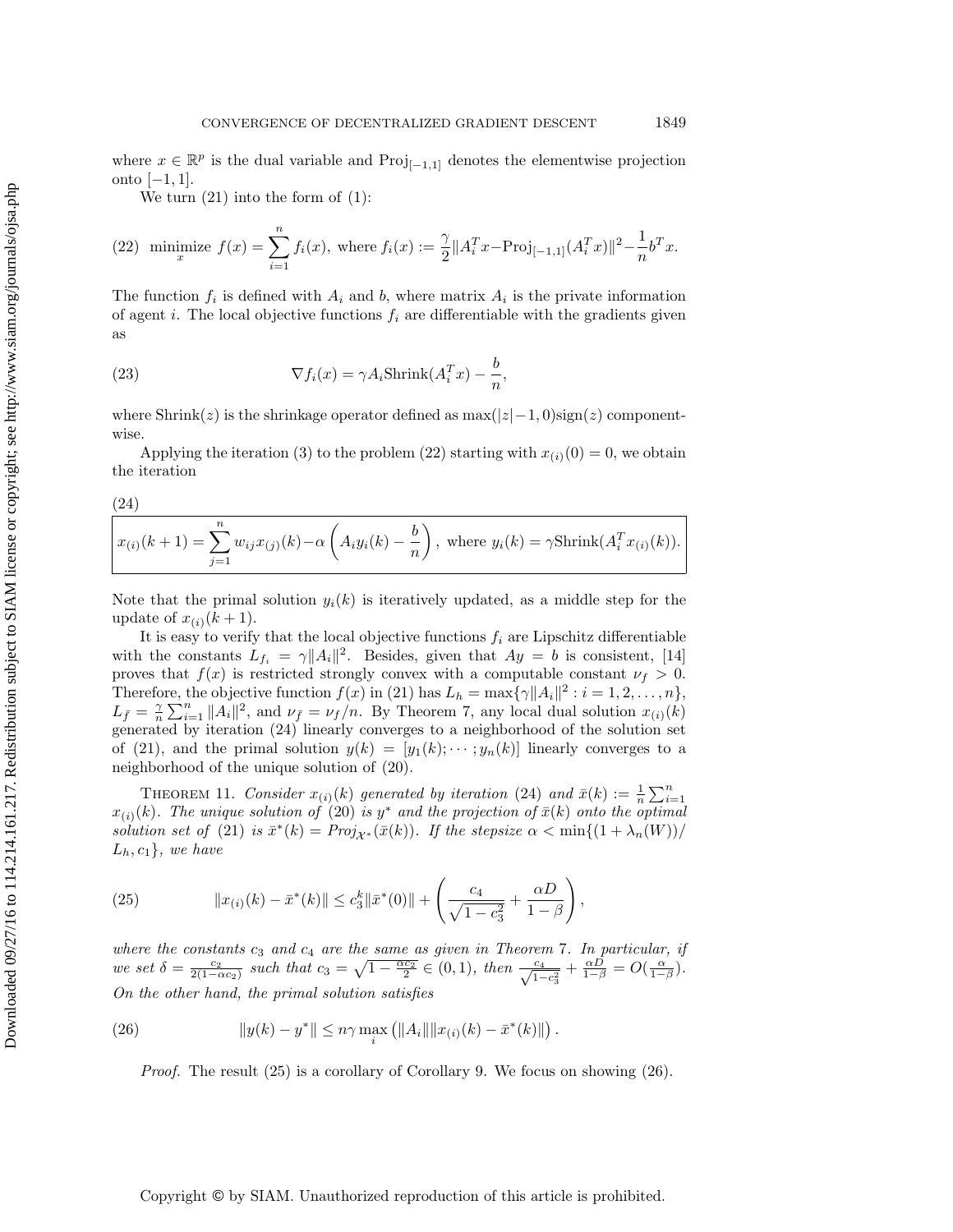where $x \in \mathbb{R}^p$ is the dual variable and $\text{Proj}_{[-1,1]}$ denotes the elementwise projection onto $[-1, 1]$.

We turn (21) into the form of (1):

$$\text{(22)} \quad \underset{x}{\text{minimize}} \; f(x) = \sum_{i=1}^{n} f_i(x), \text{ where } f_i(x) := \frac{\gamma}{2}\|A_i^T x - \text{Proj}_{[-1,1]}(A_i^T x)\|^2 - \frac{1}{n} b^T x.$$

The function $f_i$ is defined with $A_i$ and $b$, where matrix $A_i$ is the private information of agent $i$. The local objective functions $f_i$ are differentiable with the gradients given as

$$\text{(23)} \qquad \nabla f_i(x) = \gamma A_i \text{Shrink}(A_i^T x) - \frac{b}{n},$$

where Shrink$(z)$ is the shrinkage operator defined as $\max(|z|-1, 0)\text{sign}(z)$ componentwise.

Applying the iteration (3) to the problem (22) starting with $x_{(i)}(0) = 0$, we obtain the iteration

$$\text{(24)} \qquad \boxed{x_{(i)}(k+1) = \sum_{j=1}^{n} w_{ij} x_{(j)}(k) - \alpha \left( A_i y_i(k) - \frac{b}{n} \right), \text{ where } y_i(k) = \gamma \text{Shrink}(A_i^T x_{(i)}(k)).}$$

Note that the primal solution $y_i(k)$ is iteratively updated, as a middle step for the update of $x_{(i)}(k+1)$.

It is easy to verify that the local objective functions $f_i$ are Lipschitz differentiable with the constants $L_{f_i} = \gamma\|A_i\|^2$. Besides, given that $Ay = b$ is consistent, [14] proves that $f(x)$ is restricted strongly convex with a computable constant $\nu_f > 0$. Therefore, the objective function $f(x)$ in (21) has $L_h = \max\{\gamma\|A_i\|^2 : i = 1, 2, \ldots, n\}$, $L_{\bar{f}} = \frac{\gamma}{n}\sum_{i=1}^{n} \|A_i\|^2$, and $\nu_{\bar{f}} = \nu_f / n$. By Theorem 7, any local dual solution $x_{(i)}(k)$ generated by iteration (24) linearly converges to a neighborhood of the solution set of (21), and the primal solution $y(k) = [y_1(k); \cdots; y_n(k)]$ linearly converges to a neighborhood of the unique solution of (20).

THEOREM 11. *Consider $x_{(i)}(k)$ generated by iteration (24) and $\bar{x}(k) := \frac{1}{n}\sum_{i=1}^{n} x_{(i)}(k)$. The unique solution of (20) is $y^*$ and the projection of $\bar{x}(k)$ onto the optimal solution set of (21) is $\bar{x}^*(k) = \text{Proj}_{\mathcal{X}^*}(\bar{x}(k))$. If the stepsize $\alpha < \min\{(1 + \lambda_n(W))/L_h, c_1\}$, we have*

$$\text{(25)} \qquad \|x_{(i)}(k) - \bar{x}^*(k)\| \le c_3^k \|\bar{x}^*(0)\| + \left( \frac{c_4}{\sqrt{1 - c_3^2}} + \frac{\alpha D}{1 - \beta} \right),$$

*where the constants $c_3$ and $c_4$ are the same as given in Theorem 7. In particular, if we set $\delta = \frac{c_2}{2(1-\alpha c_2)}$ such that $c_3 = \sqrt{1 - \frac{\alpha c_2}{2}} \in (0, 1)$, then $\frac{c_4}{\sqrt{1-c_3^2}} + \frac{\alpha D}{1-\beta} = O(\frac{\alpha}{1-\beta})$. On the other hand, the primal solution satisfies*

$$\text{(26)} \qquad \|y(k) - y^*\| \le n\gamma \max_i \left( \|A_i\| \|x_{(i)}(k) - \bar{x}^*(k)\| \right).$$

*Proof.* The result (25) is a corollary of Corollary 9. We focus on showing (26).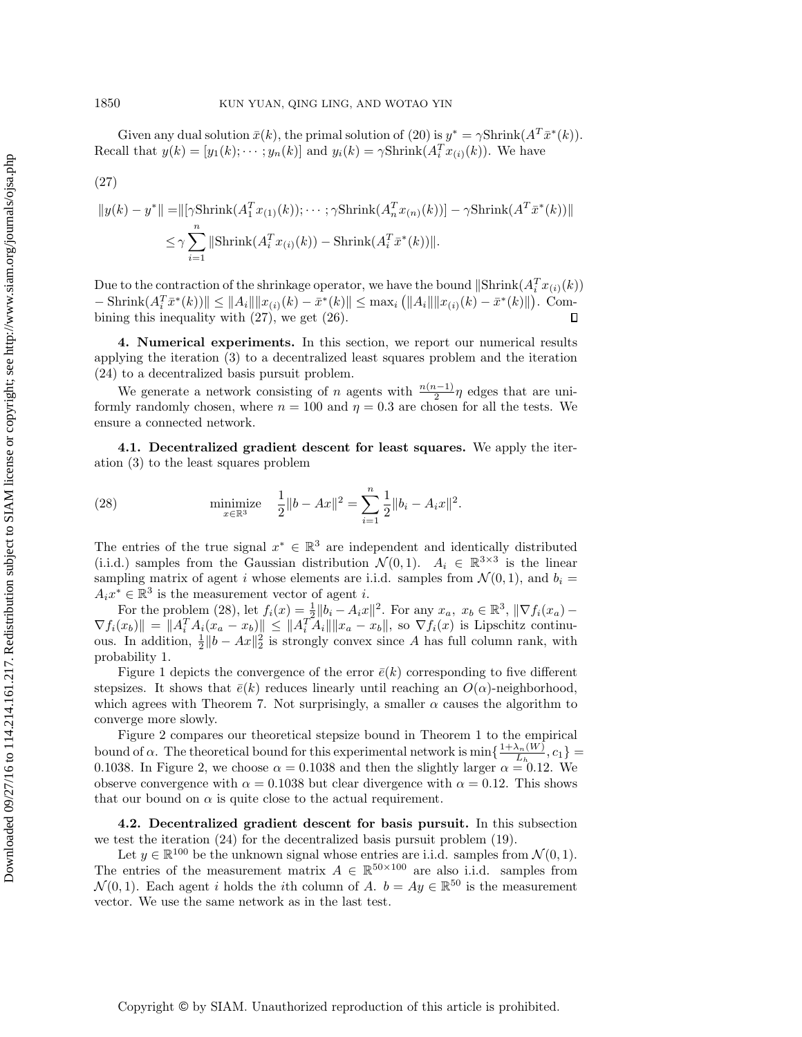Given any dual solution $\bar{x}(k)$, the primal solution of (20) is $y^* = \gamma\text{Shrink}(A^T\bar{x}^*(k))$. Recall that $y(k) = [y_1(k); \cdots ; y_n(k)]$ and $y_i(k) = \gamma\text{Shrink}(A_i^T x_{(i)}(k))$. We have

(27)

$$
\begin{aligned}
\|y(k) - y^*\| =& \|[\gamma\text{Shrink}(A_1^T x_{(1)}(k)); \cdots ; \gamma\text{Shrink}(A_n^T x_{(n)}(k))] - \gamma\text{Shrink}(A^T\bar{x}^*(k))\| \\
\leq& \gamma \sum_{i=1}^{n} \|\text{Shrink}(A_i^T x_{(i)}(k)) - \text{Shrink}(A_i^T \bar{x}^*(k))\|.
\end{aligned}
$$

Due to the contraction of the shrinkage operator, we have the bound $\|\text{Shrink}(A_i^T x_{(i)}(k)) - \text{Shrink}(A_i^T \bar{x}^*(k))\| \leq \|A_i\|\|x_{(i)}(k) - \bar{x}^*(k)\| \leq \max_i \left(\|A_i\|\|x_{(i)}(k) - \bar{x}^*(k)\|\right)$. Combining this inequality with (27), we get (26). ∎

## 4. Numerical experiments.

In this section, we report our numerical results applying the iteration (3) to a decentralized least squares problem and the iteration (24) to a decentralized basis pursuit problem.

We generate a network consisting of $n$ agents with $\frac{n(n-1)}{2}\eta$ edges that are uniformly randomly chosen, where $n = 100$ and $\eta = 0.3$ are chosen for all the tests. We ensure a connected network.

### 4.1. Decentralized gradient descent for least squares.

We apply the iteration (3) to the least squares problem

$$
\underset{x\in\mathbb{R}^3}{\text{minimize}} \quad \frac{1}{2}\|b - Ax\|^2 = \sum_{i=1}^{n} \frac{1}{2}\|b_i - A_i x\|^2. \tag{28}
$$

The entries of the true signal $x^* \in \mathbb{R}^3$ are independent and identically distributed (i.i.d.) samples from the Gaussian distribution $\mathcal{N}(0, 1)$. $A_i \in \mathbb{R}^{3\times 3}$ is the linear sampling matrix of agent $i$ whose elements are i.i.d. samples from $\mathcal{N}(0, 1)$, and $b_i = A_i x^* \in \mathbb{R}^3$ is the measurement vector of agent $i$.

For the problem (28), let $f_i(x) = \frac{1}{2}\|b_i - A_i x\|^2$. For any $x_a$, $x_b \in \mathbb{R}^3$, $\|\nabla f_i(x_a) - \nabla f_i(x_b)\| = \|A_i^T A_i(x_a - x_b)\| \leq \|A_i^T A_i\|\|x_a - x_b\|$, so $\nabla f_i(x)$ is Lipschitz continuous. In addition, $\frac{1}{2}\|b - Ax\|_2^2$ is strongly convex since $A$ has full column rank, with probability 1.

Figure 1 depicts the convergence of the error $\bar{e}(k)$ corresponding to five different stepsizes. It shows that $\bar{e}(k)$ reduces linearly until reaching an $O(\alpha)$-neighborhood, which agrees with Theorem 7. Not surprisingly, a smaller $\alpha$ causes the algorithm to converge more slowly.

Figure 2 compares our theoretical stepsize bound in Theorem 1 to the empirical bound of $\alpha$. The theoretical bound for this experimental network is $\min\{\frac{1+\lambda_n(W)}{L_h}, c_1\} = 0.1038$. In Figure 2, we choose $\alpha = 0.1038$ and then the slightly larger $\alpha = 0.12$. We observe convergence with $\alpha = 0.1038$ but clear divergence with $\alpha = 0.12$. This shows that our bound on $\alpha$ is quite close to the actual requirement.

### 4.2. Decentralized gradient descent for basis pursuit.

In this subsection we test the iteration (24) for the decentralized basis pursuit problem (19).

Let $y \in \mathbb{R}^{100}$ be the unknown signal whose entries are i.i.d. samples from $\mathcal{N}(0, 1)$. The entries of the measurement matrix $A \in \mathbb{R}^{50\times 100}$ are also i.i.d. samples from $\mathcal{N}(0, 1)$. Each agent $i$ holds the $i$th column of $A$. $b = Ay \in \mathbb{R}^{50}$ is the measurement vector. We use the same network as in the last test.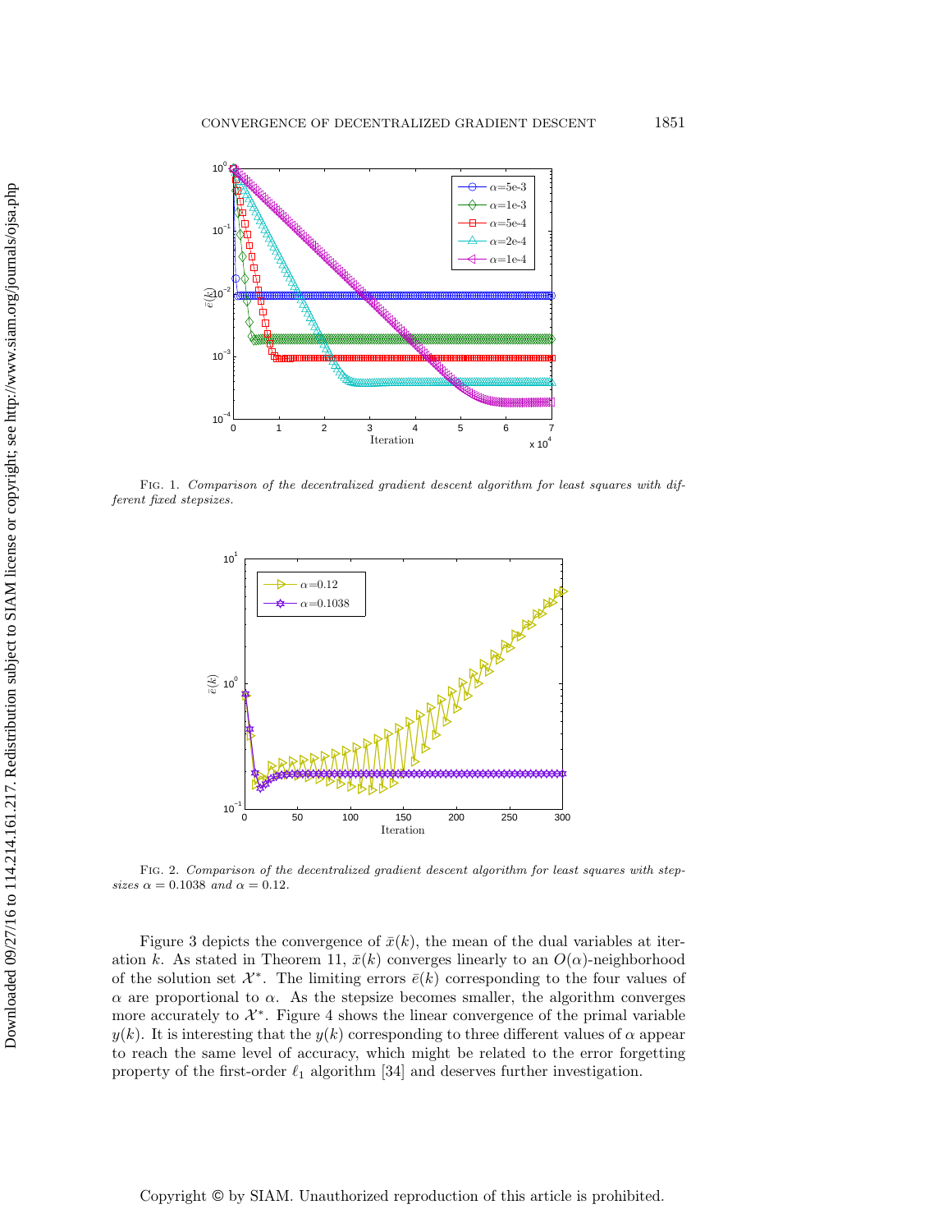Fig. 1. *Comparison of the decentralized gradient descent algorithm for least squares with different fixed stepsizes.*

Fig. 2. *Comparison of the decentralized gradient descent algorithm for least squares with stepsizes $\alpha = 0.1038$ and $\alpha = 0.12$.*

Figure 3 depicts the convergence of $\bar{x}(k)$, the mean of the dual variables at iteration $k$. As stated in Theorem 11, $\bar{x}(k)$ converges linearly to an $O(\alpha)$-neighborhood of the solution set $\mathcal{X}^*$. The limiting errors $\bar{e}(k)$ corresponding to the four values of $\alpha$ are proportional to $\alpha$. As the stepsize becomes smaller, the algorithm converges more accurately to $\mathcal{X}^*$. Figure 4 shows the linear convergence of the primal variable $y(k)$. It is interesting that the $y(k)$ corresponding to three different values of $\alpha$ appear to reach the same level of accuracy, which might be related to the error forgetting property of the first-order $\ell_1$ algorithm [34] and deserves further investigation.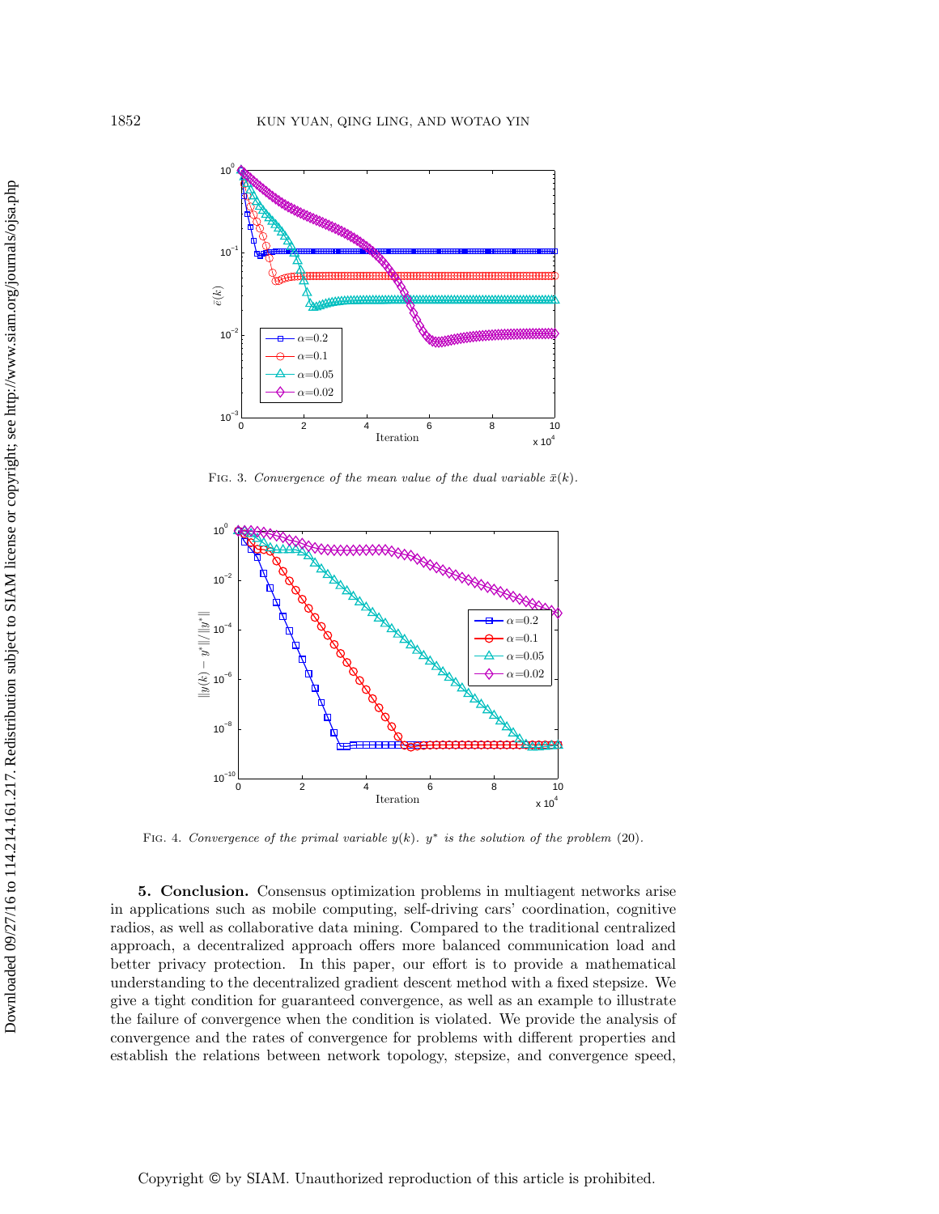Fig. 3. *Convergence of the mean value of the dual variable $\bar{x}(k)$.*

Fig. 4. *Convergence of the primal variable $y(k)$. $y^*$ is the solution of the problem* (20).

**5. Conclusion.** Consensus optimization problems in multiagent networks arise in applications such as mobile computing, self-driving cars' coordination, cognitive radios, as well as collaborative data mining. Compared to the traditional centralized approach, a decentralized approach offers more balanced communication load and better privacy protection. In this paper, our effort is to provide a mathematical understanding to the decentralized gradient descent method with a fixed stepsize. We give a tight condition for guaranteed convergence, as well as an example to illustrate the failure of convergence when the condition is violated. We provide the analysis of convergence and the rates of convergence for problems with different properties and establish the relations between network topology, stepsize, and convergence speed,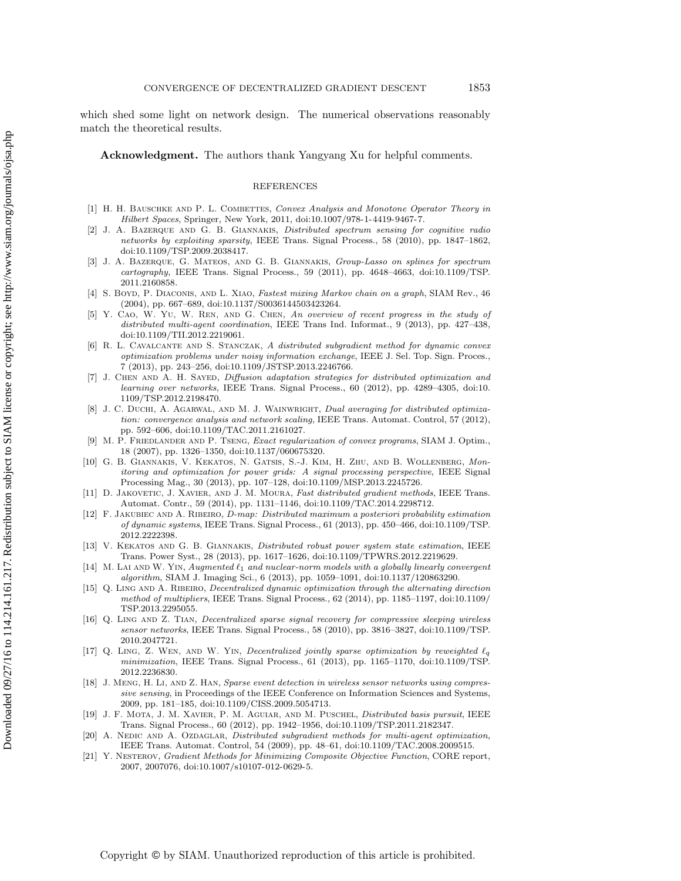which shed some light on network design. The numerical observations reasonably match the theoretical results.

**Acknowledgment.** The authors thank Yangyang Xu for helpful comments.

## REFERENCES

[1] H. H. Bauschke and P. L. Combettes, *Convex Analysis and Monotone Operator Theory in Hilbert Spaces*, Springer, New York, 2011, doi:10.1007/978-1-4419-9467-7.

[2] J. A. Bazerque and G. B. Giannakis, *Distributed spectrum sensing for cognitive radio networks by exploiting sparsity*, IEEE Trans. Signal Process., 58 (2010), pp. 1847–1862, doi:10.1109/TSP.2009.2038417.

[3] J. A. Bazerque, G. Mateos, and G. B. Giannakis, *Group-Lasso on splines for spectrum cartography*, IEEE Trans. Signal Process., 59 (2011), pp. 4648–4663, doi:10.1109/TSP.2011.2160858.

[4] S. Boyd, P. Diaconis, and L. Xiao, *Fastest mixing Markov chain on a graph*, SIAM Rev., 46 (2004), pp. 667–689, doi:10.1137/S0036144503423264.

[5] Y. Cao, W. Yu, W. Ren, and G. Chen, *An overview of recent progress in the study of distributed multi-agent coordination*, IEEE Trans Ind. Informat., 9 (2013), pp. 427–438, doi:10.1109/TII.2012.2219061.

[6] R. L. Cavalcante and S. Stanczak, *A distributed subgradient method for dynamic convex optimization problems under noisy information exchange*, IEEE J. Sel. Top. Sign. Proces., 7 (2013), pp. 243–256, doi:10.1109/JSTSP.2013.2246766.

[7] J. Chen and A. H. Sayed, *Diffusion adaptation strategies for distributed optimization and learning over networks*, IEEE Trans. Signal Process., 60 (2012), pp. 4289–4305, doi:10.1109/TSP.2012.2198470.

[8] J. C. Duchi, A. Agarwal, and M. J. Wainwright, *Dual averaging for distributed optimization: convergence analysis and network scaling*, IEEE Trans. Automat. Control, 57 (2012), pp. 592–606, doi:10.1109/TAC.2011.2161027.

[9] M. P. Friedlander and P. Tseng, *Exact regularization of convex programs*, SIAM J. Optim., 18 (2007), pp. 1326–1350, doi:10.1137/060675320.

[10] G. B. Giannakis, V. Kekatos, N. Gatsis, S.-J. Kim, H. Zhu, and B. Wollenberg, *Monitoring and optimization for power grids: A signal processing perspective*, IEEE Signal Processing Mag., 30 (2013), pp. 107–128, doi:10.1109/MSP.2013.2245726.

[11] D. Jakovetic, J. Xavier, and J. M. Moura, *Fast distributed gradient methods*, IEEE Trans. Automat. Contr., 59 (2014), pp. 1131–1146, doi:10.1109/TAC.2014.2298712.

[12] F. Jakubiec and A. Ribeiro, *D-map: Distributed maximum a posteriori probability estimation of dynamic systems*, IEEE Trans. Signal Process., 61 (2013), pp. 450–466, doi:10.1109/TSP.2012.2222398.

[13] V. Kekatos and G. B. Giannakis, *Distributed robust power system state estimation*, IEEE Trans. Power Syst., 28 (2013), pp. 1617–1626, doi:10.1109/TPWRS.2012.2219629.

[14] M. Lai and W. Yin, *Augmented $\ell_1$ and nuclear-norm models with a globally linearly convergent algorithm*, SIAM J. Imaging Sci., 6 (2013), pp. 1059–1091, doi:10.1137/120863290.

[15] Q. Ling and A. Ribeiro, *Decentralized dynamic optimization through the alternating direction method of multipliers*, IEEE Trans. Signal Process., 62 (2014), pp. 1185–1197, doi:10.1109/TSP.2013.2295055.

[16] Q. Ling and Z. Tian, *Decentralized sparse signal recovery for compressive sleeping wireless sensor networks*, IEEE Trans. Signal Process., 58 (2010), pp. 3816–3827, doi:10.1109/TSP.2010.2047721.

[17] Q. Ling, Z. Wen, and W. Yin, *Decentralized jointly sparse optimization by reweighted $\ell_q$ minimization*, IEEE Trans. Signal Process., 61 (2013), pp. 1165–1170, doi:10.1109/TSP.2012.2236830.

[18] J. Meng, H. Li, and Z. Han, *Sparse event detection in wireless sensor networks using compressive sensing*, in Proceedings of the IEEE Conference on Information Sciences and Systems, 2009, pp. 181–185, doi:10.1109/CISS.2009.5054713.

[19] J. F. Mota, J. M. Xavier, P. M. Aguiar, and M. Puschel, *Distributed basis pursuit*, IEEE Trans. Signal Process., 60 (2012), pp. 1942–1956, doi:10.1109/TSP.2011.2182347.

[20] A. Nedic and A. Ozdaglar, *Distributed subgradient methods for multi-agent optimization*, IEEE Trans. Automat. Control, 54 (2009), pp. 48–61, doi:10.1109/TAC.2008.2009515.

[21] Y. Nesterov, *Gradient Methods for Minimizing Composite Objective Function*, CORE report, 2007, 2007076, doi:10.1007/s10107-012-0629-5.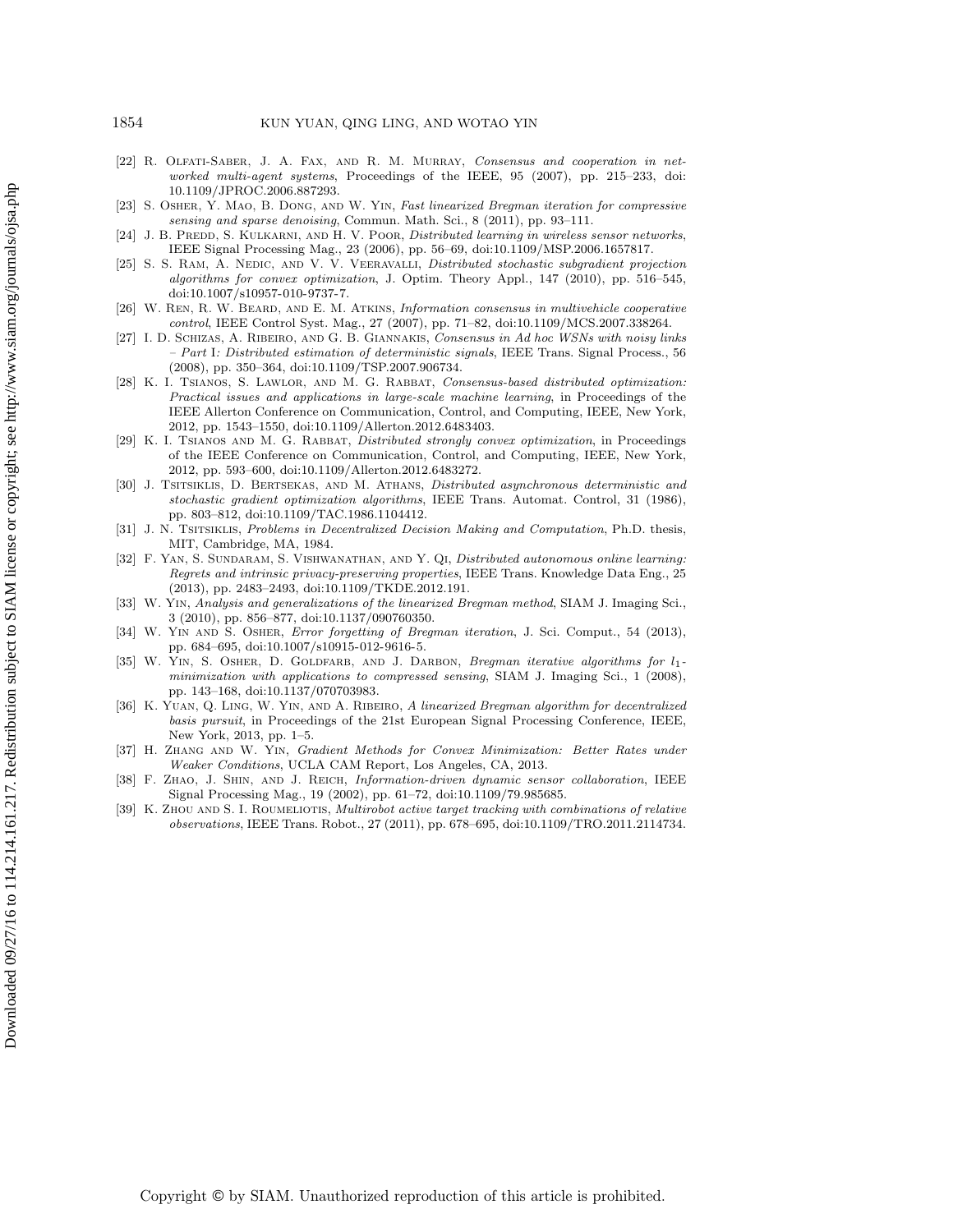[22] R. Olfati-Saber, J. A. Fax, and R. M. Murray, *Consensus and cooperation in networked multi-agent systems*, Proceedings of the IEEE, 95 (2007), pp. 215–233, doi: 10.1109/JPROC.2006.887293.

[23] S. Osher, Y. Mao, B. Dong, and W. Yin, *Fast linearized Bregman iteration for compressive sensing and sparse denoising*, Commun. Math. Sci., 8 (2011), pp. 93–111.

[24] J. B. Predd, S. Kulkarni, and H. V. Poor, *Distributed learning in wireless sensor networks*, IEEE Signal Processing Mag., 23 (2006), pp. 56–69, doi:10.1109/MSP.2006.1657817.

[25] S. S. Ram, A. Nedic, and V. V. Veeravalli, *Distributed stochastic subgradient projection algorithms for convex optimization*, J. Optim. Theory Appl., 147 (2010), pp. 516–545, doi:10.1007/s10957-010-9737-7.

[26] W. Ren, R. W. Beard, and E. M. Atkins, *Information consensus in multivehicle cooperative control*, IEEE Control Syst. Mag., 27 (2007), pp. 71–82, doi:10.1109/MCS.2007.338264.

[27] I. D. Schizas, A. Ribeiro, and G. B. Giannakis, *Consensus in Ad hoc WSNs with noisy links – Part* I*: Distributed estimation of deterministic signals*, IEEE Trans. Signal Process., 56 (2008), pp. 350–364, doi:10.1109/TSP.2007.906734.

[28] K. I. Tsianos, S. Lawlor, and M. G. Rabbat, *Consensus-based distributed optimization: Practical issues and applications in large-scale machine learning*, in Proceedings of the IEEE Allerton Conference on Communication, Control, and Computing, IEEE, New York, 2012, pp. 1543–1550, doi:10.1109/Allerton.2012.6483403.

[29] K. I. Tsianos and M. G. Rabbat, *Distributed strongly convex optimization*, in Proceedings of the IEEE Conference on Communication, Control, and Computing, IEEE, New York, 2012, pp. 593–600, doi:10.1109/Allerton.2012.6483272.

[30] J. Tsitsiklis, D. Bertsekas, and M. Athans, *Distributed asynchronous deterministic and stochastic gradient optimization algorithms*, IEEE Trans. Automat. Control, 31 (1986), pp. 803–812, doi:10.1109/TAC.1986.1104412.

[31] J. N. Tsitsiklis, *Problems in Decentralized Decision Making and Computation*, Ph.D. thesis, MIT, Cambridge, MA, 1984.

[32] F. Yan, S. Sundaram, S. Vishwanathan, and Y. Qi, *Distributed autonomous online learning: Regrets and intrinsic privacy-preserving properties*, IEEE Trans. Knowledge Data Eng., 25 (2013), pp. 2483–2493, doi:10.1109/TKDE.2012.191.

[33] W. Yin, *Analysis and generalizations of the linearized Bregman method*, SIAM J. Imaging Sci., 3 (2010), pp. 856–877, doi:10.1137/090760350.

[34] W. Yin and S. Osher, *Error forgetting of Bregman iteration*, J. Sci. Comput., 54 (2013), pp. 684–695, doi:10.1007/s10915-012-9616-5.

[35] W. Yin, S. Osher, D. Goldfarb, and J. Darbon, *Bregman iterative algorithms for $l_1$-minimization with applications to compressed sensing*, SIAM J. Imaging Sci., 1 (2008), pp. 143–168, doi:10.1137/070703983.

[36] K. Yuan, Q. Ling, W. Yin, and A. Ribeiro, *A linearized Bregman algorithm for decentralized basis pursuit*, in Proceedings of the 21st European Signal Processing Conference, IEEE, New York, 2013, pp. 1–5.

[37] H. Zhang and W. Yin, *Gradient Methods for Convex Minimization: Better Rates under Weaker Conditions*, UCLA CAM Report, Los Angeles, CA, 2013.

[38] F. Zhao, J. Shin, and J. Reich, *Information-driven dynamic sensor collaboration*, IEEE Signal Processing Mag., 19 (2002), pp. 61–72, doi:10.1109/79.985685.

[39] K. Zhou and S. I. Roumeliotis, *Multirobot active target tracking with combinations of relative observations*, IEEE Trans. Robot., 27 (2011), pp. 678–695, doi:10.1109/TRO.2011.2114734.